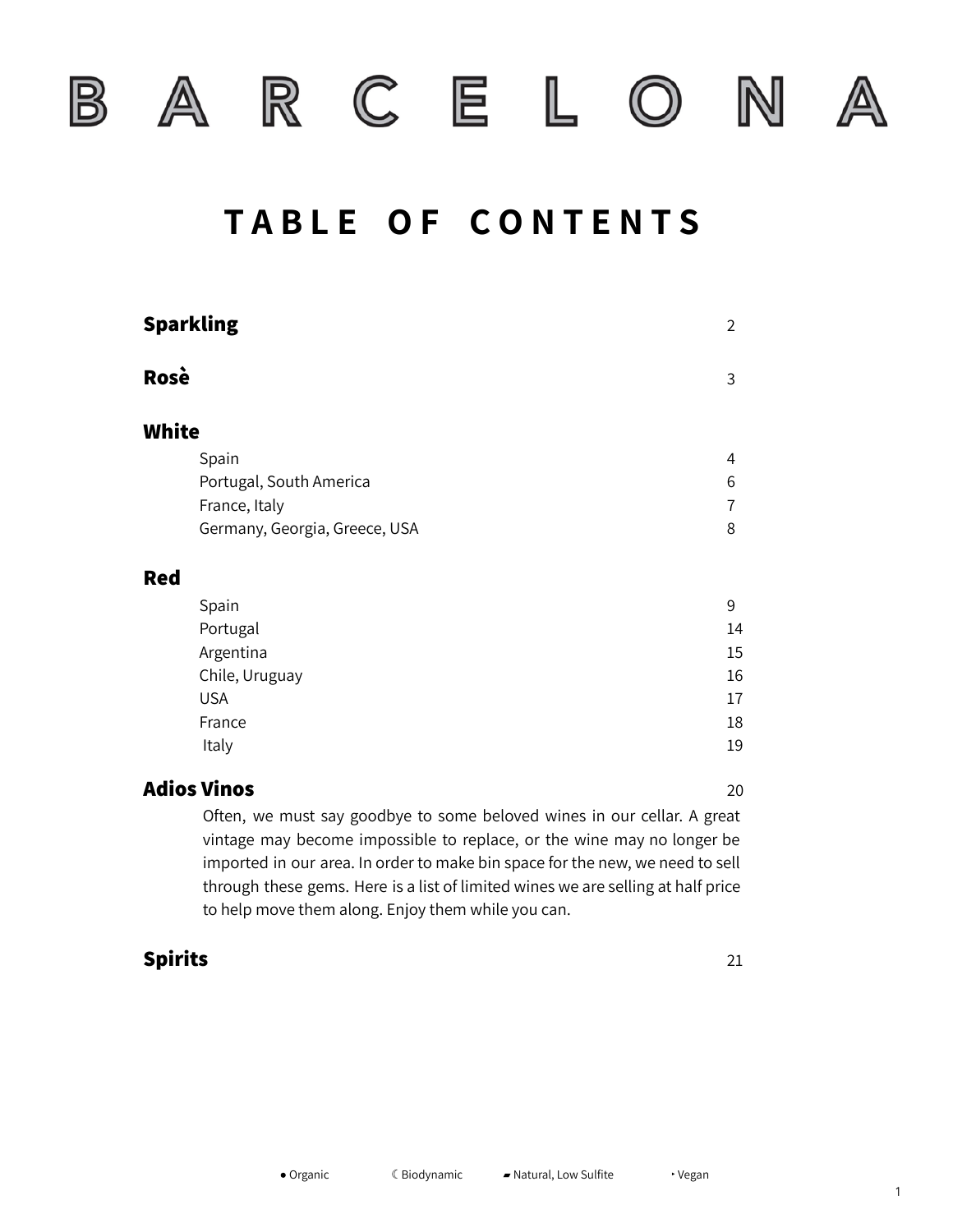# B A R C E L O N A

## TABLE OF CONTENTS

**Sparkling** 2

**Rosè** 3

**White**

- Spain 4
- Portugal, South America 6
- France, Italy 7
- Germany, Georgia, Greece, USA 8

**Red**

- Spain 9
- Portugal 14
- Argentina 15
- Chile, Uruguay 16
- USA 17
- France 18
- Italy 19

**Adios Vinos** 20

Often, we must say goodbye to some beloved wines in our cellar. A great vintage may become impossible to replace, or the wine may no longer be imported in our area. In order to make bin space for the new, we need to sell through these gems. Here is a list of limited wines we are selling at half price to help move them along. Enjoy them while you can.

**Spirits** 21

● Organic ☾ Biodynamic ▰ Natural, Low Sulfite ‣ Vegan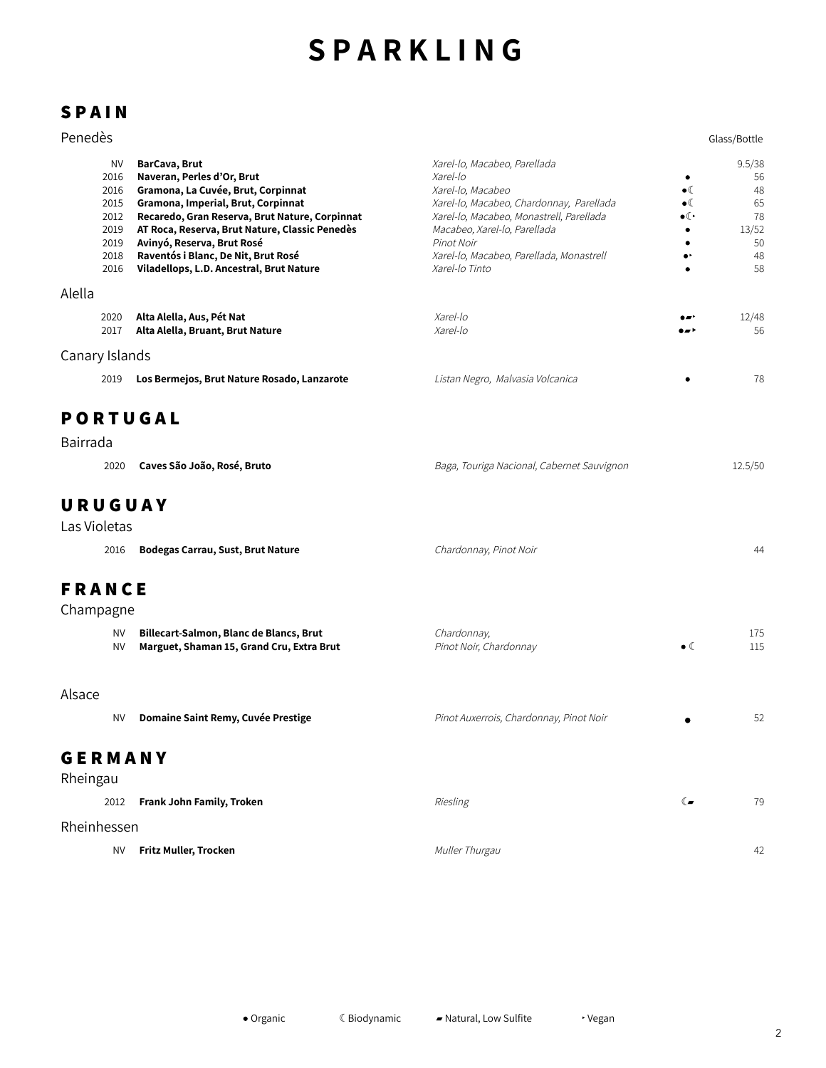# SPARKLING

## SPAIN

### Penedès

| Vintage | Wine | Grapes | | Glass/Bottle |
|---|---|---|---|---|
| NV | **BarCava, Brut** | *Xarel-lo, Macabeo, Parellada* | | 9.5/38 |
| 2016 | **Naveran, Perles d'Or, Brut** | *Xarel-lo* | ● | 56 |
| 2016 | **Gramona, La Cuvée, Brut, Corpinnat** | *Xarel-lo, Macabeo* | ●☾ | 48 |
| 2015 | **Gramona, Imperial, Brut, Corpinnat** | *Xarel-lo, Macabeo, Chardonnay, Parellada* | ●☾ | 65 |
| 2012 | **Recaredo, Gran Reserva, Brut Nature, Corpinnat** | *Xarel-lo, Macabeo, Monastrell, Parellada* | ●☾‣ | 78 |
| 2019 | **AT Roca, Reserva, Brut Nature, Classic Penedès** | *Macabeo, Xarel-lo, Parellada* | ● | 13/52 |
| 2019 | **Avinyó, Reserva, Brut Rosé** | *Pinot Noir* | ● | 50 |
| 2018 | **Raventós i Blanc, De Nit, Brut Rosé** | *Xarel-lo, Macabeo, Parellada, Monastrell* | ●‣ | 48 |
| 2016 | **Viladellops, L.D. Ancestral, Brut Nature** | *Xarel-lo Tinto* | ● | 58 |

### Alella

| Vintage | Wine | Grapes | | Glass/Bottle |
|---|---|---|---|---|
| 2020 | **Alta Alella, Aus, Pét Nat** | *Xarel-lo* | ●▰‣ | 12/48 |
| 2017 | **Alta Alella, Bruant, Brut Nature** | *Xarel-lo* | ●▰‣ | 56 |

### Canary Islands

| Vintage | Wine | Grapes | | Glass/Bottle |
|---|---|---|---|---|
| 2019 | **Los Bermejos, Brut Nature Rosado, Lanzarote** | *Listan Negro, Malvasia Volcanica* | ● | 78 |

## PORTUGAL

### Bairrada

| Vintage | Wine | Grapes | | Glass/Bottle |
|---|---|---|---|---|
| 2020 | **Caves São João, Rosé, Bruto** | *Baga, Touriga Nacional, Cabernet Sauvignon* | | 12.5/50 |

## URUGUAY

### Las Violetas

| Vintage | Wine | Grapes | | Glass/Bottle |
|---|---|---|---|---|
| 2016 | **Bodegas Carrau, Sust, Brut Nature** | *Chardonnay, Pinot Noir* | | 44 |

## FRANCE

### Champagne

| Vintage | Wine | Grapes | | Glass/Bottle |
|---|---|---|---|---|
| NV | **Billecart-Salmon, Blanc de Blancs, Brut** | *Chardonnay,* | | 175 |
| NV | **Marguet, Shaman 15, Grand Cru, Extra Brut** | *Pinot Noir, Chardonnay* | ● ☾ | 115 |

### Alsace

| Vintage | Wine | Grapes | | Glass/Bottle |
|---|---|---|---|---|
| NV | **Domaine Saint Remy, Cuvée Prestige** | *Pinot Auxerrois, Chardonnay, Pinot Noir* | ● | 52 |

## GERMANY

### Rheingau

| Vintage | Wine | Grapes | | Glass/Bottle |
|---|---|---|---|---|
| 2012 | **Frank John Family, Troken** | *Riesling* | ☾▰ | 79 |

### Rheinhessen

| Vintage | Wine | Grapes | | Glass/Bottle |
|---|---|---|---|---|
| NV | **Fritz Muller, Trocken** | *Muller Thurgau* | | 42 |

● Organic ☾ Biodynamic ▰ Natural, Low Sulfite ‣ Vegan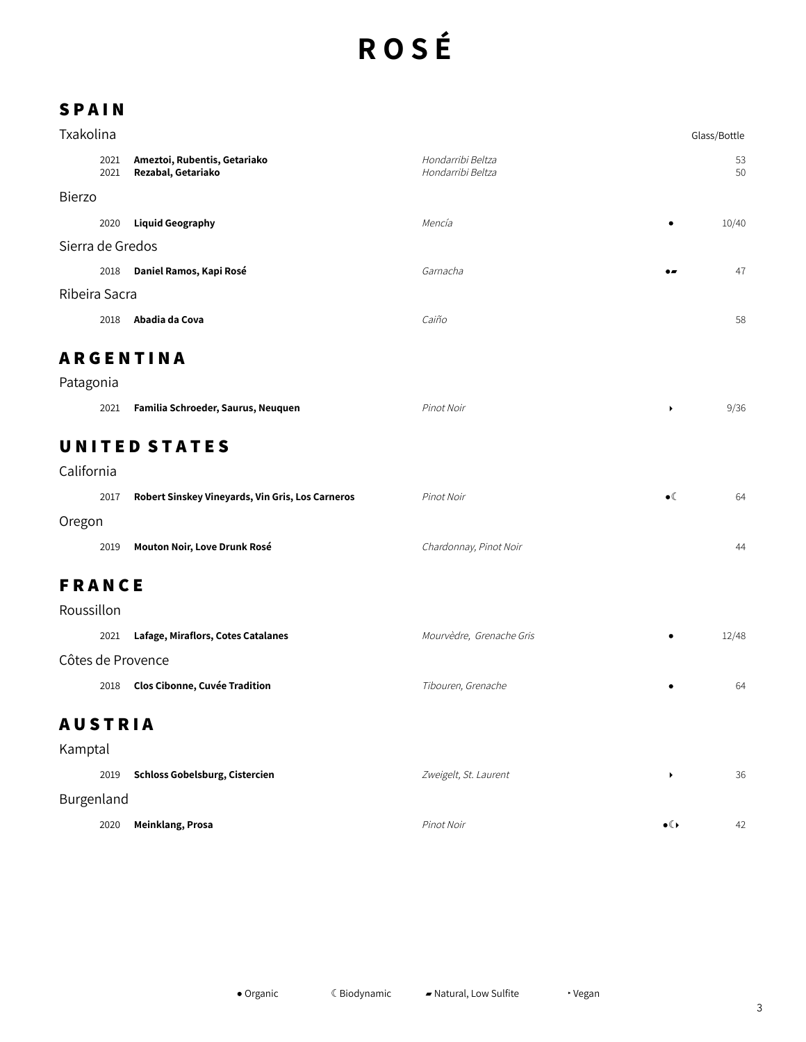# ROSÉ

## SPAIN

### Txakolina

| Vintage | Wine | Grape | | Glass/Bottle |
|---|---|---|---|---|
| 2021 | **Ameztoi, Rubentis, Getariako** | *Hondarribi Beltza* | | 53 |
| 2021 | **Rezabal, Getariako** | *Hondarribi Beltza* | | 50 |

### Bierzo

| Vintage | Wine | Grape | | Glass/Bottle |
|---|---|---|---|---|
| 2020 | **Liquid Geography** | *Mencía* | ● | 10/40 |

### Sierra de Gredos

| Vintage | Wine | Grape | | Glass/Bottle |
|---|---|---|---|---|
| 2018 | **Daniel Ramos, Kapi Rosé** | *Garnacha* | ●▰ | 47 |

### Ribeira Sacra

| Vintage | Wine | Grape | | Glass/Bottle |
|---|---|---|---|---|
| 2018 | **Abadia da Cova** | *Caiño* | | 58 |

## ARGENTINA

### Patagonia

| Vintage | Wine | Grape | | Glass/Bottle |
|---|---|---|---|---|
| 2021 | **Familia Schroeder, Saurus, Neuquen** | *Pinot Noir* | ‣ | 9/36 |

## UNITED STATES

### California

| Vintage | Wine | Grape | | Glass/Bottle |
|---|---|---|---|---|
| 2017 | **Robert Sinskey Vineyards, Vin Gris, Los Carneros** | *Pinot Noir* | ●☾ | 64 |

### Oregon

| Vintage | Wine | Grape | | Glass/Bottle |
|---|---|---|---|---|
| 2019 | **Mouton Noir, Love Drunk Rosé** | *Chardonnay, Pinot Noir* | | 44 |

## FRANCE

### Roussillon

| Vintage | Wine | Grape | | Glass/Bottle |
|---|---|---|---|---|
| 2021 | **Lafage, Miraflors, Cotes Catalanes** | *Mourvèdre, Grenache Gris* | ● | 12/48 |

### Côtes de Provence

| Vintage | Wine | Grape | | Glass/Bottle |
|---|---|---|---|---|
| 2018 | **Clos Cibonne, Cuvée Tradition** | *Tibouren, Grenache* | ● | 64 |

## AUSTRIA

### Kamptal

| Vintage | Wine | Grape | | Glass/Bottle |
|---|---|---|---|---|
| 2019 | **Schloss Gobelsburg, Cistercien** | *Zweigelt, St. Laurent* | ‣ | 36 |

### Burgenland

| Vintage | Wine | Grape | | Glass/Bottle |
|---|---|---|---|---|
| 2020 | **Meinklang, Prosa** | *Pinot Noir* | ●☾‣ | 42 |

● Organic ☾ Biodynamic ▰ Natural, Low Sulfite ‣ Vegan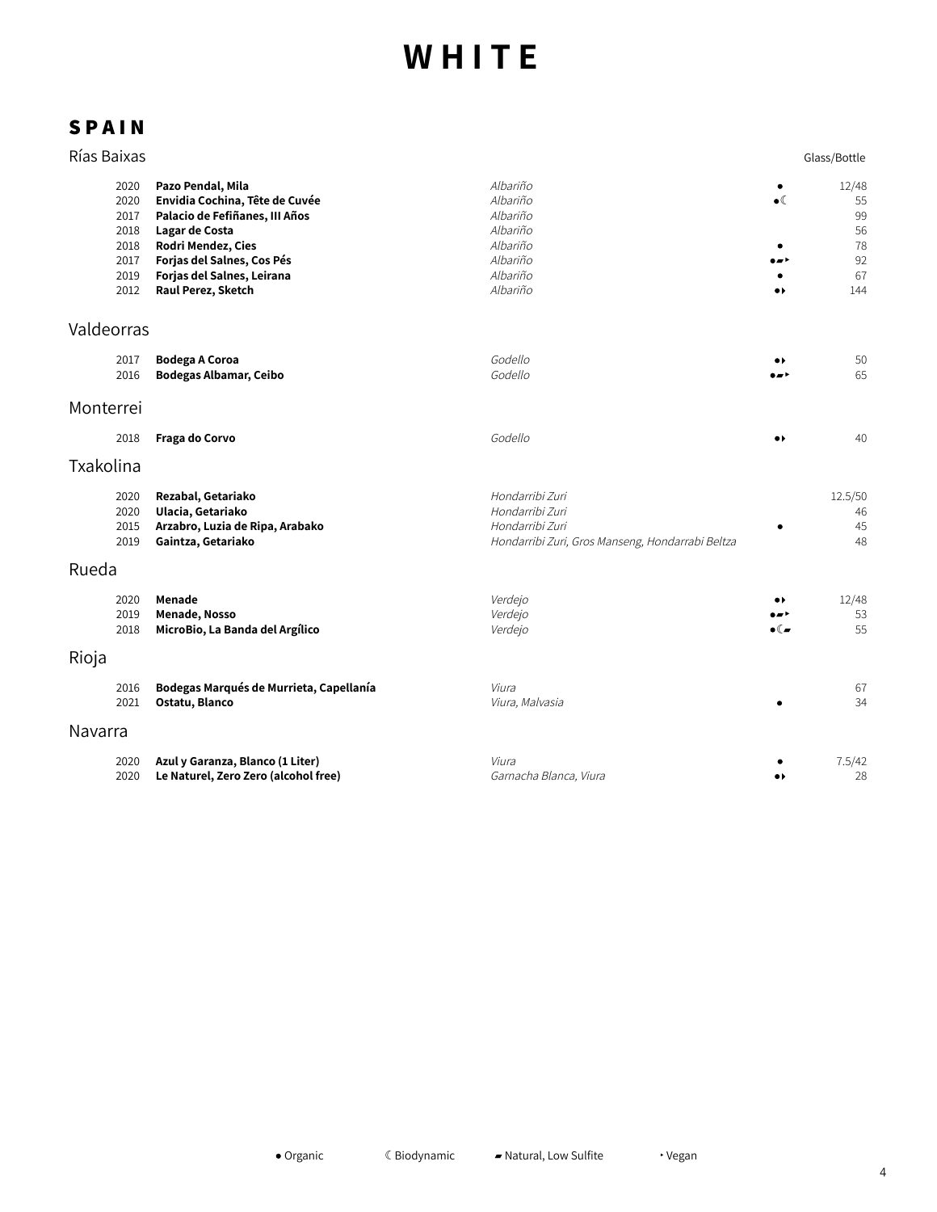# WHITE

## SPAIN

### Rías Baixas

| | | | | Glass/Bottle |
|---|---|---|---|---|
| 2020 | **Pazo Pendal, Mila** | *Albariño* | ● | 12/48 |
| 2020 | **Envidia Cochina, Tête de Cuvée** | *Albariño* | ●☾ | 55 |
| 2017 | **Palacio de Fefiñanes, III Años** | *Albariño* | | 99 |
| 2018 | **Lagar de Costa** | *Albariño* | | 56 |
| 2018 | **Rodri Mendez, Cies** | *Albariño* | ● | 78 |
| 2017 | **Forjas del Salnes, Cos Pés** | *Albariño* | ●▰‣ | 92 |
| 2019 | **Forjas del Salnes, Leirana** | *Albariño* | ● | 67 |
| 2012 | **Raul Perez, Sketch** | *Albariño* | ●‣ | 144 |

### Valdeorras

| | | | | |
|---|---|---|---|---|
| 2017 | **Bodega A Coroa** | *Godello* | ●‣ | 50 |
| 2016 | **Bodegas Albamar, Ceibo** | *Godello* | ●▰‣ | 65 |

### Monterrei

| | | | | |
|---|---|---|---|---|
| 2018 | **Fraga do Corvo** | *Godello* | ●‣ | 40 |

### Txakolina

| | | | | |
|---|---|---|---|---|
| 2020 | **Rezabal, Getariako** | *Hondarribi Zuri* | | 12.5/50 |
| 2020 | **Ulacia, Getariako** | *Hondarribi Zuri* | | 46 |
| 2015 | **Arzabro, Luzia de Ripa, Arabako** | *Hondarribi Zuri* | ● | 45 |
| 2019 | **Gaintza, Getariako** | *Hondarribi Zuri, Gros Manseng, Hondarrabi Beltza* | | 48 |

### Rueda

| | | | | |
|---|---|---|---|---|
| 2020 | **Menade** | *Verdejo* | ●‣ | 12/48 |
| 2019 | **Menade, Nosso** | *Verdejo* | ●▰‣ | 53 |
| 2018 | **MicroBio, La Banda del Argílico** | *Verdejo* | ●☾▰ | 55 |

### Rioja

| | | | | |
|---|---|---|---|---|
| 2016 | **Bodegas Marqués de Murrieta, Capellanía** | *Viura* | | 67 |
| 2021 | **Ostatu, Blanco** | *Viura, Malvasia* | ● | 34 |

### Navarra

| | | | | |
|---|---|---|---|---|
| 2020 | **Azul y Garanza, Blanco (1 Liter)** | *Viura* | ● | 7.5/42 |
| 2020 | **Le Naturel, Zero Zero (alcohol free)** | *Garnacha Blanca, Viura* | ●‣ | 28 |

● Organic ☾ Biodynamic ▰ Natural, Low Sulfite ‣ Vegan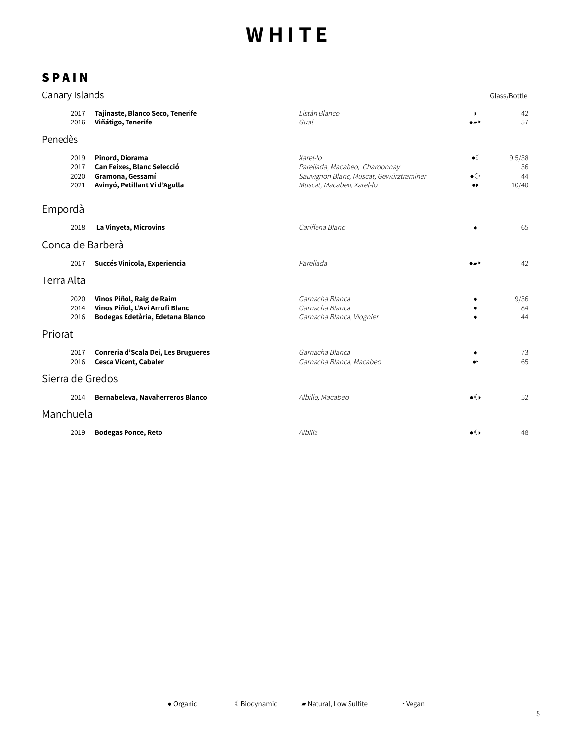# WHITE

## SPAIN

### Canary Islands

| Vintage | Wine | Grape | | Glass/Bottle |
|---|---|---|---|---|
| 2017 | **Tajinaste, Blanco Seco, Tenerife** | *Listàn Blanco* | ‣ | 42 |
| 2016 | **Viñátigo, Tenerife** | *Gual* | ●▰‣ | 57 |

### Penedès

| Vintage | Wine | Grape | | Glass/Bottle |
|---|---|---|---|---|
| 2019 | **Pinord, Diorama** | *Xarel-lo* | ●☾ | 9.5/38 |
| 2017 | **Can Feixes, Blanc Selecció** | *Parellada, Macabeo, Chardonnay* | | 36 |
| 2020 | **Gramona, Gessamí** | *Sauvignon Blanc, Muscat, Gewürztraminer* | ●☾‣ | 44 |
| 2021 | **Avinyó, Petillant Vi d'Agulla** | *Muscat, Macabeo, Xarel-lo* | ●‣ | 10/40 |

### Empordà

| Vintage | Wine | Grape | | Glass/Bottle |
|---|---|---|---|---|
| 2018 | **La Vinyeta, Microvins** | *Cariñena Blanc* | ● | 65 |

### Conca de Barberà

| Vintage | Wine | Grape | | Glass/Bottle |
|---|---|---|---|---|
| 2017 | **Succés Vinicola, Experiencia** | *Parellada* | ●▰‣ | 42 |

### Terra Alta

| Vintage | Wine | Grape | | Glass/Bottle |
|---|---|---|---|---|
| 2020 | **Vinos Piñol, Raig de Raim** | *Garnacha Blanca* | ● | 9/36 |
| 2014 | **Vinos Piñol, L'Avi Arrufi Blanc** | *Garnacha Blanca* | ● | 84 |
| 2016 | **Bodegas Edetària, Edetana Blanco** | *Garnacha Blanca, Viognier* | ● | 44 |

### Priorat

| Vintage | Wine | Grape | | Glass/Bottle |
|---|---|---|---|---|
| 2017 | **Conreria d'Scala Dei, Les Brugueres** | *Garnacha Blanca* | ● | 73 |
| 2016 | **Cesca Vicent, Cabaler** | *Garnacha Blanca, Macabeo* | ●‣ | 65 |

### Sierra de Gredos

| Vintage | Wine | Grape | | Glass/Bottle |
|---|---|---|---|---|
| 2014 | **Bernabeleva, Navaherreros Blanco** | *Albillo, Macabeo* | ●☾‣ | 52 |

### Manchuela

| Vintage | Wine | Grape | | Glass/Bottle |
|---|---|---|---|---|
| 2019 | **Bodegas Ponce, Reto** | *Albilla* | ●☾‣ | 48 |

● Organic ☾ Biodynamic ▰ Natural, Low Sulfite ‣ Vegan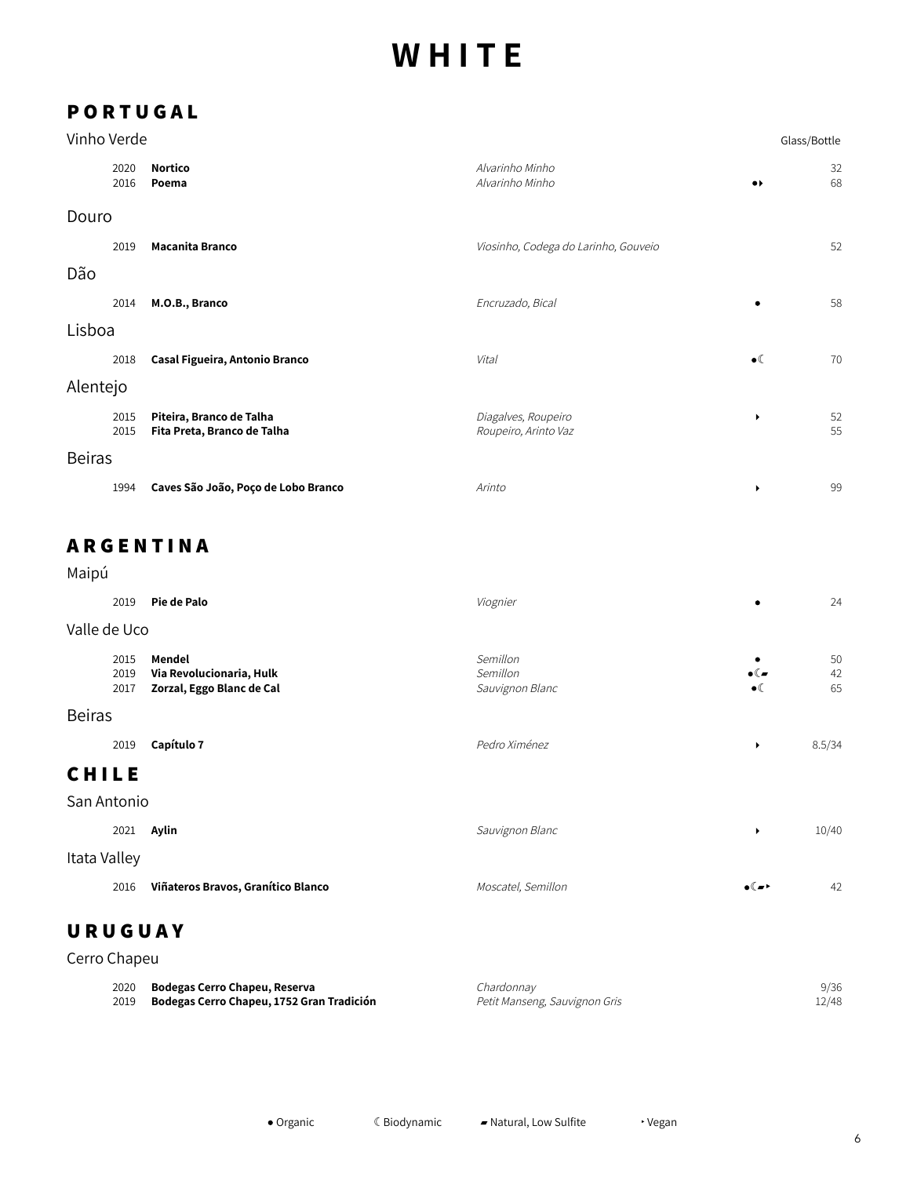# WHITE

## PORTUGAL

### Vinho Verde

| Vintage | Wine | Grapes | | Glass/Bottle |
|---|---|---|---|---|
| 2020 | **Nortico** | *Alvarinho Minho* | | 32 |
| 2016 | **Poema** | *Alvarinho Minho* | ●‣ | 68 |

### Douro

| Vintage | Wine | Grapes | | Glass/Bottle |
|---|---|---|---|---|
| 2019 | **Macanita Branco** | *Viosinho, Codega do Larinho, Gouveio* | | 52 |

### Dão

| Vintage | Wine | Grapes | | Glass/Bottle |
|---|---|---|---|---|
| 2014 | **M.O.B., Branco** | *Encruzado, Bical* | ● | 58 |

### Lisboa

| Vintage | Wine | Grapes | | Glass/Bottle |
|---|---|---|---|---|
| 2018 | **Casal Figueira, Antonio Branco** | *Vital* | ●☾ | 70 |

### Alentejo

| Vintage | Wine | Grapes | | Glass/Bottle |
|---|---|---|---|---|
| 2015 | **Piteira, Branco de Talha** | *Diagalves, Roupeiro* | ‣ | 52 |
| 2015 | **Fita Preta, Branco de Talha** | *Roupeiro, Arinto Vaz* | | 55 |

### Beiras

| Vintage | Wine | Grapes | | Glass/Bottle |
|---|---|---|---|---|
| 1994 | **Caves São João, Poço de Lobo Branco** | *Arinto* | ‣ | 99 |

## ARGENTINA

### Maipú

| Vintage | Wine | Grapes | | Glass/Bottle |
|---|---|---|---|---|
| 2019 | **Pie de Palo** | *Viognier* | ● | 24 |

### Valle de Uco

| Vintage | Wine | Grapes | | Glass/Bottle |
|---|---|---|---|---|
| 2015 | **Mendel** | *Semillon* | ● | 50 |
| 2019 | **Via Revolucionaria, Hulk** | *Semillon* | ●☾▰ | 42 |
| 2017 | **Zorzal, Eggo Blanc de Cal** | *Sauvignon Blanc* | ●☾ | 65 |

### Beiras

| Vintage | Wine | Grapes | | Glass/Bottle |
|---|---|---|---|---|
| 2019 | **Capítulo 7** | *Pedro Ximénez* | ‣ | 8.5/34 |

## CHILE

### San Antonio

| Vintage | Wine | Grapes | | Glass/Bottle |
|---|---|---|---|---|
| 2021 | **Aylin** | *Sauvignon Blanc* | ‣ | 10/40 |

### Itata Valley

| Vintage | Wine | Grapes | | Glass/Bottle |
|---|---|---|---|---|
| 2016 | **Viñateros Bravos, Granítico Blanco** | *Moscatel, Semillon* | ●☾▰‣ | 42 |

## URUGUAY

### Cerro Chapeu

| Vintage | Wine | Grapes | | Glass/Bottle |
|---|---|---|---|---|
| 2020 | **Bodegas Cerro Chapeu, Reserva** | *Chardonnay* | | 9/36 |
| 2019 | **Bodegas Cerro Chapeu, 1752 Gran Tradición** | *Petit Manseng, Sauvignon Gris* | | 12/48 |

● Organic ☾ Biodynamic ▰ Natural, Low Sulfite ‣ Vegan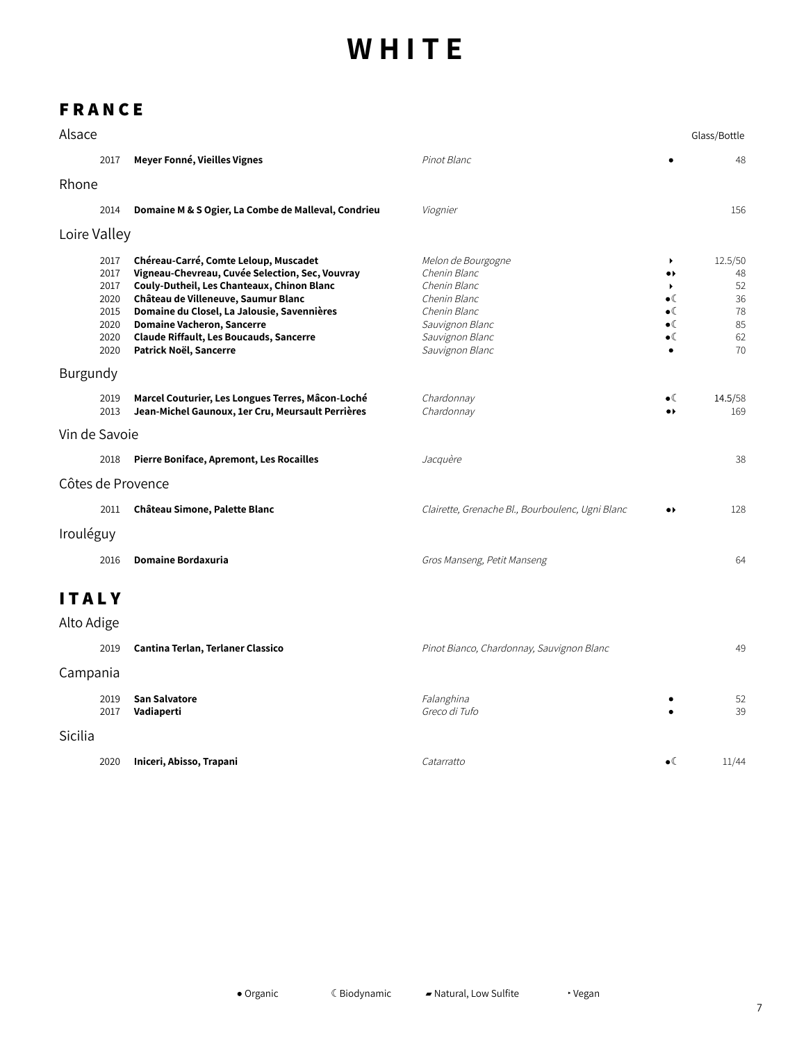# WHITE

## FRANCE

### Alsace

| Vintage | Wine | Grape | | Glass/Bottle |
|---|---|---|---|---|
| 2017 | **Meyer Fonné, Vieilles Vignes** | *Pinot Blanc* | ● | 48 |

### Rhone

| Vintage | Wine | Grape | | Glass/Bottle |
|---|---|---|---|---|
| 2014 | **Domaine M & S Ogier, La Combe de Malleval, Condrieu** | *Viognier* | | 156 |

### Loire Valley

| Vintage | Wine | Grape | | Glass/Bottle |
|---|---|---|---|---|
| 2017 | **Chéreau-Carré, Comte Leloup, Muscadet** | *Melon de Bourgogne* | ‣ | 12.5/50 |
| 2017 | **Vigneau-Chevreau, Cuvée Selection, Sec, Vouvray** | *Chenin Blanc* | ●‣ | 48 |
| 2017 | **Couly-Dutheil, Les Chanteaux, Chinon Blanc** | *Chenin Blanc* | ‣ | 52 |
| 2020 | **Château de Villeneuve, Saumur Blanc** | *Chenin Blanc* | ●☾ | 36 |
| 2015 | **Domaine du Closel, La Jalousie, Savennières** | *Chenin Blanc* | ●☾ | 78 |
| 2020 | **Domaine Vacheron, Sancerre** | *Sauvignon Blanc* | ●☾ | 85 |
| 2020 | **Claude Riffault, Les Boucauds, Sancerre** | *Sauvignon Blanc* | ●☾ | 62 |
| 2020 | **Patrick Noël, Sancerre** | *Sauvignon Blanc* | ● | 70 |

### Burgundy

| Vintage | Wine | Grape | | Glass/Bottle |
|---|---|---|---|---|
| 2019 | **Marcel Couturier, Les Longues Terres, Mâcon-Loché** | *Chardonnay* | ●☾ | **14.5**/58 |
| 2013 | **Jean-Michel Gaunoux, 1er Cru, Meursault Perrières** | *Chardonnay* | ●‣ | 169 |

### Vin de Savoie

| Vintage | Wine | Grape | | Glass/Bottle |
|---|---|---|---|---|
| 2018 | **Pierre Boniface, Apremont, Les Rocailles** | *Jacquère* | | 38 |

### Côtes de Provence

| Vintage | Wine | Grape | | Glass/Bottle |
|---|---|---|---|---|
| 2011 | **Château Simone, Palette Blanc** | *Clairette, Grenache Bl., Bourboulenc, Ugni Blanc* | ●‣ | 128 |

### Irouléguy

| Vintage | Wine | Grape | | Glass/Bottle |
|---|---|---|---|---|
| 2016 | **Domaine Bordaxuria** | *Gros Manseng, Petit Manseng* | | 64 |

## ITALY

### Alto Adige

| Vintage | Wine | Grape | | Glass/Bottle |
|---|---|---|---|---|
| 2019 | **Cantina Terlan, Terlaner Classico** | *Pinot Bianco, Chardonnay, Sauvignon Blanc* | | 49 |

### Campania

| Vintage | Wine | Grape | | Glass/Bottle |
|---|---|---|---|---|
| 2019 | **San Salvatore** | *Falanghina* | ● | 52 |
| 2017 | **Vadiaperti** | *Greco di Tufo* | ● | 39 |

### Sicilia

| Vintage | Wine | Grape | | Glass/Bottle |
|---|---|---|---|---|
| 2020 | **Iniceri, Abisso, Trapani** | *Catarratto* | ●☾ | 11/44 |

● Organic ☾ Biodynamic ▰ Natural, Low Sulfite ‣ Vegan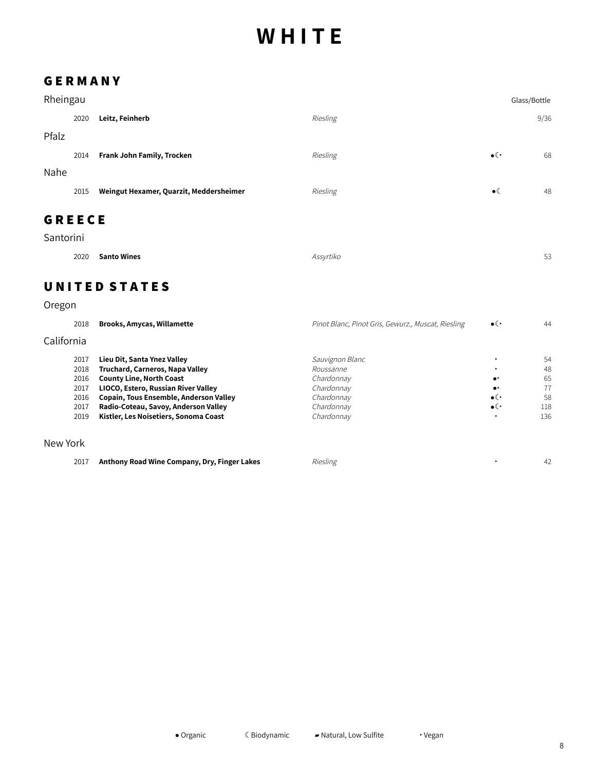# WHITE

## GERMANY

### Rheingau

| Year | Wine | Grape | Notes | Glass/Bottle |
|---|---|---|---|---|
| 2020 | **Leitz, Feinherb** | *Riesling* | | 9/36 |

### Pfalz

| Year | Wine | Grape | Notes | Price |
|---|---|---|---|---|
| 2014 | **Frank John Family, Trocken** | *Riesling* | ●☾‣ | 68 |

### Nahe

| Year | Wine | Grape | Notes | Price |
|---|---|---|---|---|
| 2015 | **Weingut Hexamer, Quarzit, Meddersheimer** | *Riesling* | ●☾ | 48 |

## GREECE

### Santorini

| Year | Wine | Grape | Notes | Price |
|---|---|---|---|---|
| 2020 | **Santo Wines** | *Assyrtiko* | | 53 |

## UNITED STATES

### Oregon

| Year | Wine | Grape | Notes | Price |
|---|---|---|---|---|
| 2018 | **Brooks, Amycas, Willamette** | *Pinot Blanc, Pinot Gris, Gewurz., Muscat, Riesling* | ●☾‣ | 44 |

### California

| Year | Wine | Grape | Notes | Price |
|---|---|---|---|---|
| 2017 | **Lieu Dit, Santa Ynez Valley** | *Sauvignon Blanc* | ‣ | 54 |
| 2018 | **Truchard, Carneros, Napa Valley** | *Roussanne* | ‣ | 48 |
| 2016 | **County Line, North Coast** | *Chardonnay* | ●‣ | 65 |
| 2017 | **LIOCO, Estero, Russian River Valley** | *Chardonnay* | ●‣ | 77 |
| 2016 | **Copain, Tous Ensemble, Anderson Valley** | *Chardonnay* | ●☾‣ | 58 |
| 2017 | **Radio-Coteau, Savoy, Anderson Valley** | *Chardonnay* | ●☾‣ | 118 |
| 2019 | **Kistler, Les Noisetiers, Sonoma Coast** | *Chardonnay* | ‣ | 136 |

### New York

| Year | Wine | Grape | Notes | Price |
|---|---|---|---|---|
| 2017 | **Anthony Road Wine Company, Dry, Finger Lakes** | *Riesling* | ‣ | 42 |

● Organic ☾ Biodynamic ▰ Natural, Low Sulfite ‣ Vegan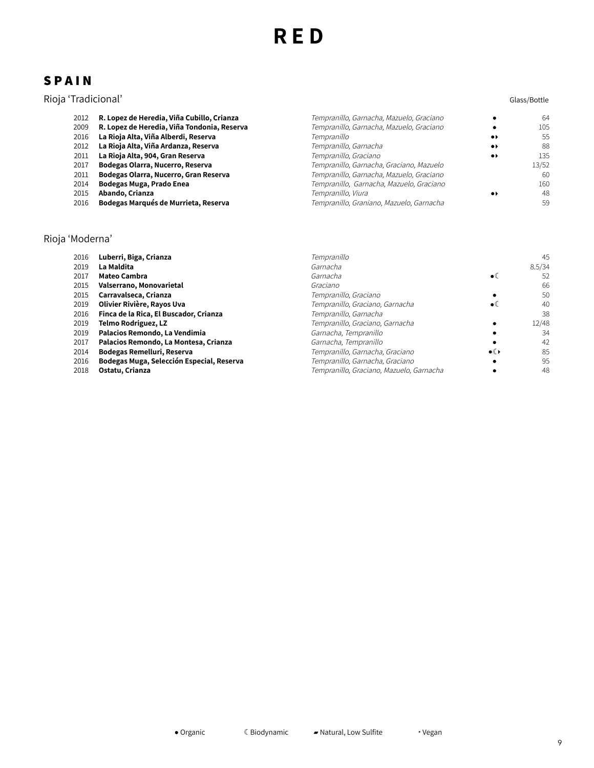# RED

## SPAIN

### Rioja 'Tradicional'

| Vintage | Wine | Grapes | | Glass/Bottle |
|---|---|---|---|---|
| 2012 | **R. Lopez de Heredia, Viña Cubillo, Crianza** | *Tempranillo, Garnacha, Mazuelo, Graciano* | ● | 64 |
| 2009 | **R. Lopez de Heredia, Viña Tondonia, Reserva** | *Tempranillo, Garnacha, Mazuelo, Graciano* | ● | 105 |
| 2016 | **La Rioja Alta, Viña Alberdi, Reserva** | *Tempranillo* | ●‣ | 55 |
| 2012 | **La Rioja Alta, Viña Ardanza, Reserva** | *Tempranillo, Garnacha* | ●‣ | 88 |
| 2011 | **La Rioja Alta, 904, Gran Reserva** | *Tempranillo, Graciano* | ●‣ | 135 |
| 2017 | **Bodegas Olarra, Nucerro, Reserva** | *Tempranillo, Garnacha, Graciano, Mazuelo* | | 13/52 |
| 2011 | **Bodegas Olarra, Nucerro, Gran Reserva** | *Tempranillo, Garnacha, Mazuelo, Graciano* | | 60 |
| 2014 | **Bodegas Muga, Prado Enea** | *Tempranillo, Garnacha, Mazuelo, Graciano* | | 160 |
| 2015 | **Abando, Crianza** | *Tempranillo, Viura* | ●‣ | 48 |
| 2016 | **Bodegas Marqués de Murrieta, Reserva** | *Tempranillo, Graniano, Mazuelo, Garnacha* | | 59 |

### Rioja 'Moderna'

| Vintage | Wine | Grapes | | Glass/Bottle |
|---|---|---|---|---|
| 2016 | **Luberri, Biga, Crianza** | *Tempranillo* | | 45 |
| 2019 | **La Maldita** | *Garnacha* | | 8.5/34 |
| 2017 | **Mateo Cambra** | *Garnacha* | ●☾ | 52 |
| 2015 | **Valserrano, Monovarietal** | *Graciano* | | 66 |
| 2015 | **Carravalseca, Crianza** | *Tempranillo, Graciano* | ● | 50 |
| 2019 | **Olivier Rivière, Rayos Uva** | *Tempranillo, Graciano, Garnacha* | ●☾ | 40 |
| 2016 | **Finca de la Rica, El Buscador, Crianza** | *Tempranillo, Garnacha* | | 38 |
| 2019 | **Telmo Rodriguez, LZ** | *Tempranillo, Graciano, Garnacha* | ● | 12/48 |
| 2019 | **Palacios Remondo, La Vendimia** | *Garnacha, Tempranillo* | ● | 34 |
| 2017 | **Palacios Remondo, La Montesa, Crianza** | *Garnacha, Tempranillo* | ● | 42 |
| 2014 | **Bodegas Remelluri, Reserva** | *Tempranillo, Garnacha, Graciano* | ●☾‣ | 85 |
| 2016 | **Bodegas Muga, Selección Especial, Reserva** | *Tempranillo, Garnacha, Graciano* | ● | 95 |
| 2018 | **Ostatu, Crianza** | *Tempranillo, Graciano, Mazuelo, Garnacha* | ● | 48 |

● Organic ☾ Biodynamic ▰ Natural, Low Sulfite ‣ Vegan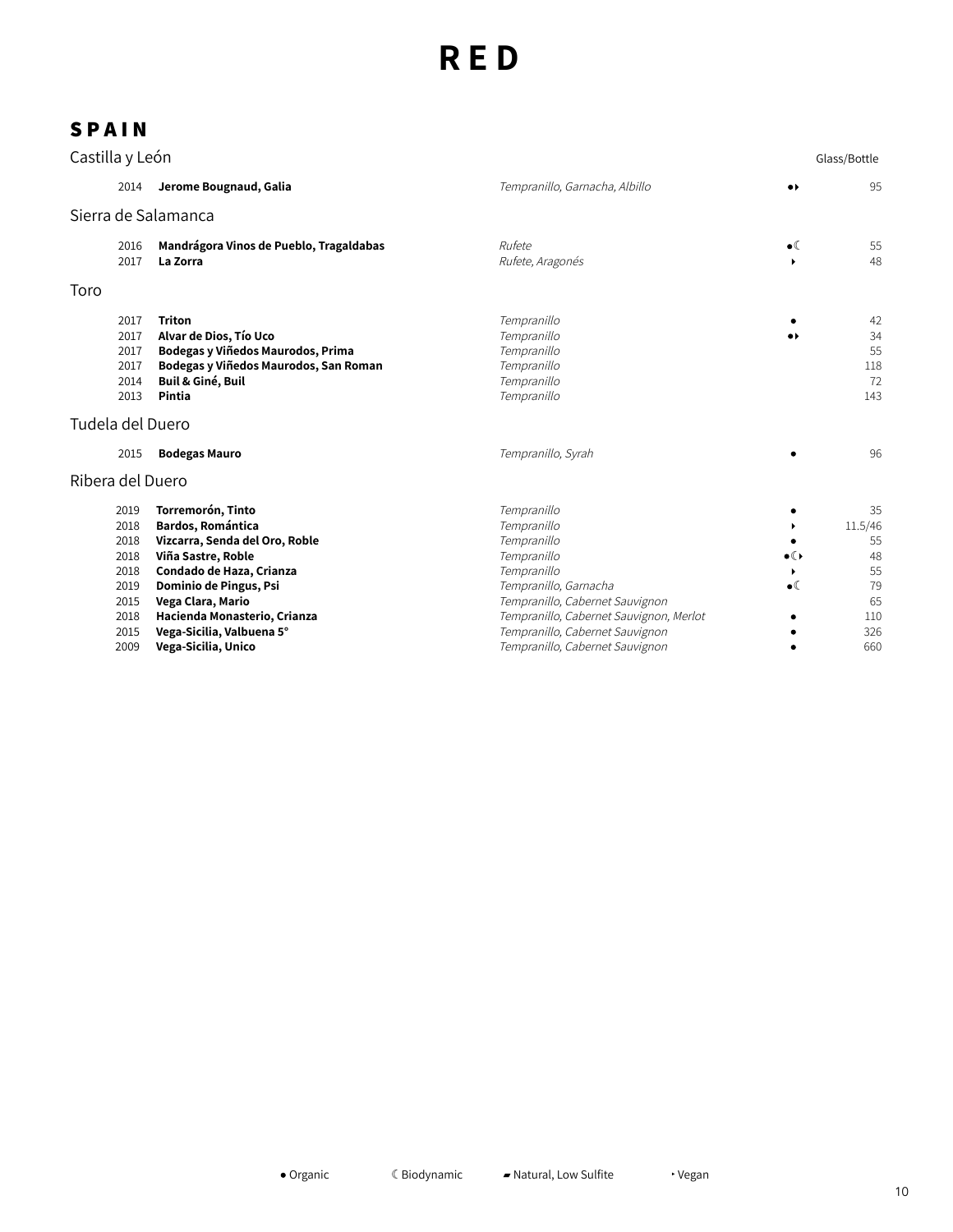# RED

## SPAIN

### Castilla y León

| Vintage | Wine | Grapes | | Glass/Bottle |
|---|---|---|---|---|
| 2014 | **Jerome Bougnaud, Galia** | *Tempranillo, Garnacha, Albillo* | ●‣ | 95 |

### Sierra de Salamanca

| Vintage | Wine | Grapes | | Glass/Bottle |
|---|---|---|---|---|
| 2016 | **Mandrágora Vinos de Pueblo, Tragaldabas** | *Rufete* | ●☾ | 55 |
| 2017 | **La Zorra** | *Rufete, Aragonés* | ‣ | 48 |

### Toro

| Vintage | Wine | Grapes | | Glass/Bottle |
|---|---|---|---|---|
| 2017 | **Triton** | *Tempranillo* | ● | 42 |
| 2017 | **Alvar de Dios, Tío Uco** | *Tempranillo* | ●‣ | 34 |
| 2017 | **Bodegas y Viñedos Maurodos, Prima** | *Tempranillo* | | 55 |
| 2017 | **Bodegas y Viñedos Maurodos, San Roman** | *Tempranillo* | | 118 |
| 2014 | **Buil & Giné, Buil** | *Tempranillo* | | 72 |
| 2013 | **Pintia** | *Tempranillo* | | 143 |

### Tudela del Duero

| Vintage | Wine | Grapes | | Glass/Bottle |
|---|---|---|---|---|
| 2015 | **Bodegas Mauro** | *Tempranillo, Syrah* | ● | 96 |

### Ribera del Duero

| Vintage | Wine | Grapes | | Glass/Bottle |
|---|---|---|---|---|
| 2019 | **Torremorón, Tinto** | *Tempranillo* | ● | 35 |
| 2018 | **Bardos, Romántica** | *Tempranillo* | ‣ | 11.5/46 |
| 2018 | **Vizcarra, Senda del Oro, Roble** | *Tempranillo* | ● | 55 |
| 2018 | **Viña Sastre, Roble** | *Tempranillo* | ●☾‣ | 48 |
| 2018 | **Condado de Haza, Crianza** | *Tempranillo* | ‣ | 55 |
| 2019 | **Dominio de Pingus, Psi** | *Tempranillo, Garnacha* | ●☾ | 79 |
| 2015 | **Vega Clara, Mario** | *Tempranillo, Cabernet Sauvignon* | | 65 |
| 2018 | **Hacienda Monasterio, Crianza** | *Tempranillo, Cabernet Sauvignon, Merlot* | ● | 110 |
| 2015 | **Vega-Sicilia, Valbuena 5°** | *Tempranillo, Cabernet Sauvignon* | ● | 326 |
| 2009 | **Vega-Sicilia, Unico** | *Tempranillo, Cabernet Sauvignon* | ● | 660 |

● Organic ☾ Biodynamic ▰ Natural, Low Sulfite ‣ Vegan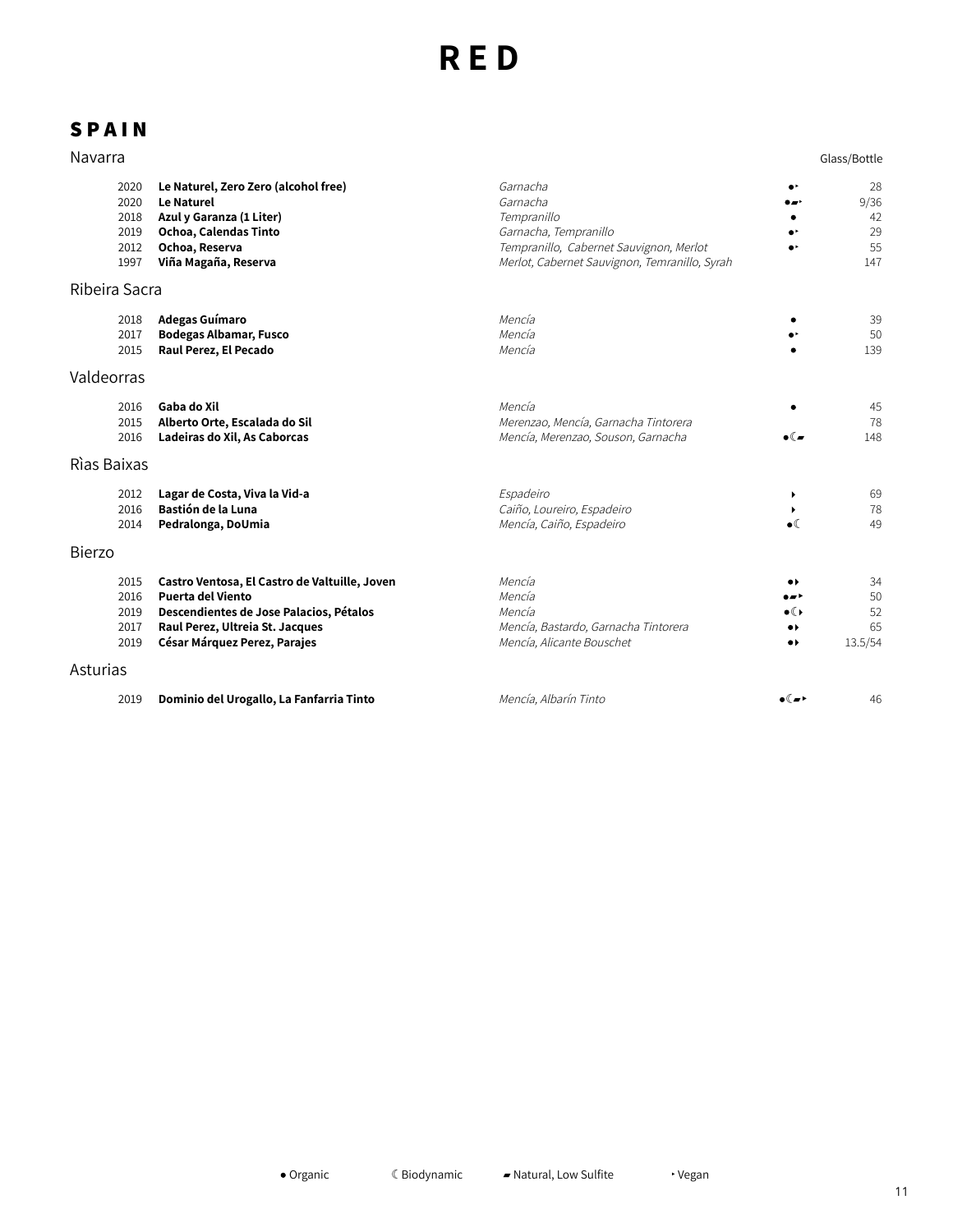# RED

## SPAIN

### Navarra

| Vintage | Wine | Grapes | | Glass/Bottle |
|---|---|---|---|---|
| 2020 | **Le Naturel, Zero Zero (alcohol free)** | *Garnacha* | ●‣ | 28 |
| 2020 | **Le Naturel** | *Garnacha* | ●▰‣ | 9/36 |
| 2018 | **Azul y Garanza (1 Liter)** | *Tempranillo* | ● | 42 |
| 2019 | **Ochoa, Calendas Tinto** | *Garnacha, Tempranillo* | ●‣ | 29 |
| 2012 | **Ochoa, Reserva** | *Tempranillo, Cabernet Sauvignon, Merlot* | ●‣ | 55 |
| 1997 | **Viña Magaña, Reserva** | *Merlot, Cabernet Sauvignon, Temranillo, Syrah* | | 147 |

### Ribeira Sacra

| Vintage | Wine | Grapes | | Glass/Bottle |
|---|---|---|---|---|
| 2018 | **Adegas Guímaro** | *Mencía* | ● | 39 |
| 2017 | **Bodegas Albamar, Fusco** | *Mencía* | ●‣ | 50 |
| 2015 | **Raul Perez, El Pecado** | *Mencía* | ● | 139 |

### Valdeorras

| Vintage | Wine | Grapes | | Glass/Bottle |
|---|---|---|---|---|
| 2016 | **Gaba do Xil** | *Mencía* | ● | 45 |
| 2015 | **Alberto Orte, Escalada do Sil** | *Merenzao, Mencía, Garnacha Tintorera* | | 78 |
| 2016 | **Ladeiras do Xil, As Caborcas** | *Mencía, Merenzao, Souson, Garnacha* | ●☾▰ | 148 |

### Rìas Baixas

| Vintage | Wine | Grapes | | Glass/Bottle |
|---|---|---|---|---|
| 2012 | **Lagar de Costa, Viva la Vid-a** | *Espadeiro* | ‣ | 69 |
| 2016 | **Bastión de la Luna** | *Caiño, Loureiro, Espadeiro* | ‣ | 78 |
| 2014 | **Pedralonga, DoUmia** | *Mencía, Caiño, Espadeiro* | ●☾ | 49 |

### Bierzo

| Vintage | Wine | Grapes | | Glass/Bottle |
|---|---|---|---|---|
| 2015 | **Castro Ventosa, El Castro de Valtuille, Joven** | *Mencía* | ●‣ | 34 |
| 2016 | **Puerta del Viento** | *Mencía* | ●▰‣ | 50 |
| 2019 | **Descendientes de Jose Palacios, Pétalos** | *Mencía* | ●☾‣ | 52 |
| 2017 | **Raul Perez, Ultreia St. Jacques** | *Mencía, Bastardo, Garnacha Tintorera* | ●‣ | 65 |
| 2019 | **César Márquez Perez, Parajes** | *Mencía, Alicante Bouschet* | ●‣ | 13.5/54 |

### Asturias

| Vintage | Wine | Grapes | | Glass/Bottle |
|---|---|---|---|---|
| 2019 | **Dominio del Urogallo, La Fanfarria Tinto** | *Mencía, Albarín Tinto* | ●☾▰‣ | 46 |

● Organic ☾ Biodynamic ▰ Natural, Low Sulfite ‣ Vegan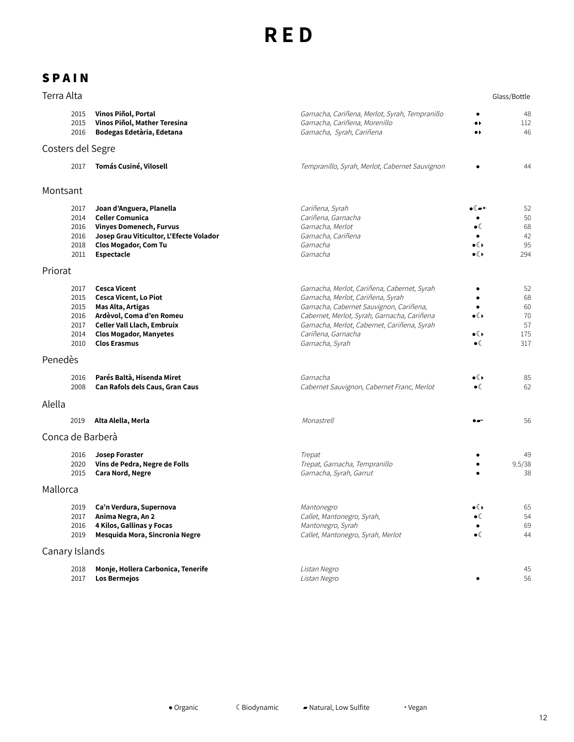# RED

## SPAIN

### Terra Alta

| Year | Wine | Grapes | | Glass/Bottle |
|---|---|---|---|---|
| 2015 | **Vinos Piñol, Portal** | *Garnacha, Cariñena, Merlot, Syrah, Tempranillo* | ● | 48 |
| 2015 | **Vinos Piñol, Mather Teresina** | *Garnacha, Cariñena, Morenillo* | ●‣ | 112 |
| 2016 | **Bodegas Edetària, Edetana** | *Garnacha, Syrah, Cariñena* | ●‣ | 46 |

### Costers del Segre

| Year | Wine | Grapes | | Glass/Bottle |
|---|---|---|---|---|
| 2017 | **Tomás Cusiné, Vilosell** | *Tempranillo, Syrah, Merlot, Cabernet Sauvignon* | ● | 44 |

### Montsant

| Year | Wine | Grapes | | Glass/Bottle |
|---|---|---|---|---|
| 2017 | **Joan d'Anguera, Planella** | *Cariñena, Syrah* | ●☾▰‣ | 52 |
| 2014 | **Celler Comunica** | *Cariñena, Garnacha* | ● | 50 |
| 2016 | **Vinyes Domenech, Furvus** | *Garnacha, Merlot* | ●☾ | 68 |
| 2016 | **Josep Grau Viticultor, L'Efecte Volador** | *Garnacha, Cariñena* | ● | 42 |
| 2018 | **Clos Mogador, Com Tu** | *Garnacha* | ●☾‣ | 95 |
| 2011 | **Espectacle** | *Garnacha* | ●☾‣ | 294 |

### Priorat

| Year | Wine | Grapes | | Glass/Bottle |
|---|---|---|---|---|
| 2017 | **Cesca Vicent** | *Garnacha, Merlot, Cariñena, Cabernet, Syrah* | ● | 52 |
| 2015 | **Cesca Vicent, Lo Piot** | *Garnacha, Merlot, Cariñena, Syrah* | ● | 68 |
| 2015 | **Mas Alta, Artigas** | *Garnacha, Cabernet Sauvignon, Cariñena,* | ● | 60 |
| 2016 | **Ardèvol, Coma d'en Romeu** | *Cabernet, Merlot, Syrah, Garnacha, Cariñena* | ●☾‣ | 70 |
| 2017 | **Celler Vall Llach, Embruix** | *Garnacha, Merlot, Cabernet, Cariñena, Syrah* | | 57 |
| 2014 | **Clos Mogador, Manyetes** | *Cariñena, Garnacha* | ●☾‣ | 175 |
| 2010 | **Clos Erasmus** | *Garnacha, Syrah* | ●☾ | 317 |

### Penedès

| Year | Wine | Grapes | | Glass/Bottle |
|---|---|---|---|---|
| 2016 | **Parés Baltà, Hisenda Miret** | *Garnacha* | ●☾‣ | 85 |
| 2008 | **Can Rafols dels Caus, Gran Caus** | *Cabernet Sauvignon, Cabernet Franc, Merlot* | ●☾ | 62 |

### Alella

| Year | Wine | Grapes | | Glass/Bottle |
|---|---|---|---|---|
| 2019 | **Alta Alella, Merla** | *Monastrell* | ●▰‣ | 56 |

### Conca de Barberà

| Year | Wine | Grapes | | Glass/Bottle |
|---|---|---|---|---|
| 2016 | **Josep Foraster** | *Trepat* | ● | 49 |
| 2020 | **Vins de Pedra, Negre de Folls** | *Trepat, Garnacha, Tempranillo* | ● | 9.5/38 |
| 2015 | **Cara Nord, Negre** | *Garnacha, Syrah, Garrut* | ● | 38 |

### Mallorca

| Year | Wine | Grapes | | Glass/Bottle |
|---|---|---|---|---|
| 2019 | **Ca'n Verdura, Supernova** | *Mantonegro* | ●☾‣ | 65 |
| 2017 | **Anima Negra, An 2** | *Callet, Mantonegro, Syrah,* | ●☾ | 54 |
| 2016 | **4 Kilos, Gallinas y Focas** | *Mantonegro, Syrah* | ● | 69 |
| 2019 | **Mesquida Mora, Sincronia Negre** | *Callet, Mantonegro, Syrah, Merlot* | ●☾ | 44 |

### Canary Islands

| Year | Wine | Grapes | | Glass/Bottle |
|---|---|---|---|---|
| 2018 | **Monje, Hollera Carbonica, Tenerife** | *Listan Negro* | | 45 |
| 2017 | **Los Bermejos** | *Listan Negro* | ● | 56 |

● Organic ☾ Biodynamic ▰ Natural, Low Sulfite ‣ Vegan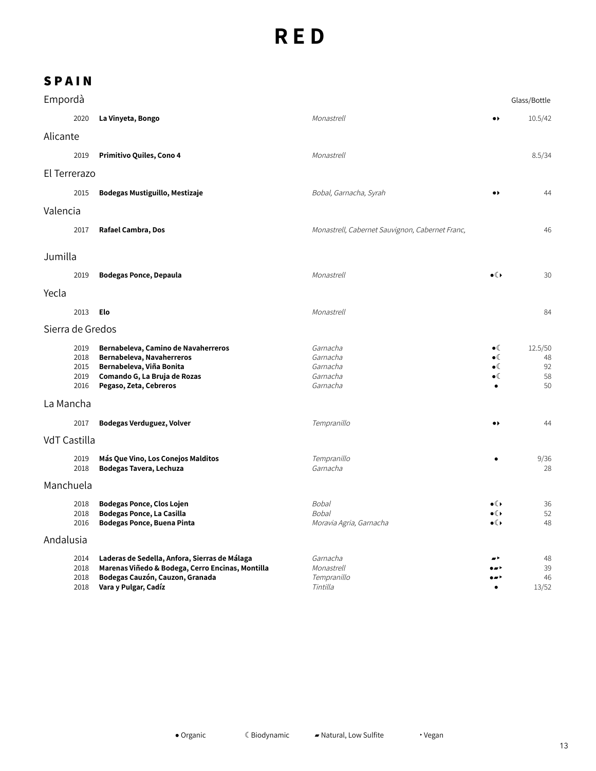# RED

## SPAIN

| Region / Vintage | Producer, Wine | Grape | Notes | Glass/Bottle |
|---|---|---|---|---|
| **Empordà** | | | | |
| 2020 | **La Vinyeta, Bongo** | *Monastrell* | ●‣ | 10.5/42 |
| **Alicante** | | | | |
| 2019 | **Primitivo Quiles, Cono 4** | *Monastrell* | | 8.5/34 |
| **El Terrerazo** | | | | |
| 2015 | **Bodegas Mustiguillo, Mestizaje** | *Bobal, Garnacha, Syrah* | ●‣ | 44 |
| **Valencia** | | | | |
| 2017 | **Rafael Cambra, Dos** | *Monastrell, Cabernet Sauvignon, Cabernet Franc,* | | 46 |
| **Jumilla** | | | | |
| 2019 | **Bodegas Ponce, Depaula** | *Monastrell* | ●☾‣ | 30 |
| **Yecla** | | | | |
| 2013 | **Elo** | *Monastrell* | | 84 |
| **Sierra de Gredos** | | | | |
| 2019 | **Bernabeleva, Camino de Navaherreros** | *Garnacha* | ●☾ | 12.5/50 |
| 2018 | **Bernabeleva, Navaherreros** | *Garnacha* | ●☾ | 48 |
| 2015 | **Bernabeleva, Viña Bonita** | *Garnacha* | ●☾ | 92 |
| 2019 | **Comando G, La Bruja de Rozas** | *Garnacha* | ●☾ | 58 |
| 2016 | **Pegaso, Zeta, Cebreros** | *Garnacha* | ● | 50 |
| **La Mancha** | | | | |
| 2017 | **Bodegas Verduguez, Volver** | *Tempranillo* | ●‣ | 44 |
| **VdT Castilla** | | | | |
| 2019 | **Más Que Vino, Los Conejos Malditos** | *Tempranillo* | ● | 9/36 |
| 2018 | **Bodegas Tavera, Lechuza** | *Garnacha* | | 28 |
| **Manchuela** | | | | |
| 2018 | **Bodegas Ponce, Clos Lojen** | *Bobal* | ●☾‣ | 36 |
| 2018 | **Bodegas Ponce, La Casilla** | *Bobal* | ●☾‣ | 52 |
| 2016 | **Bodegas Ponce, Buena Pinta** | *Moravia Agria, Garnacha* | ●☾‣ | 48 |
| **Andalusia** | | | | |
| 2014 | **Laderas de Sedella, Anfora, Sierras de Málaga** | *Garnacha* | ▰‣ | 48 |
| 2018 | **Marenas Viñedo & Bodega, Cerro Encinas, Montilla** | *Monastrell* | ●▰‣ | 39 |
| 2018 | **Bodegas Cauzón, Cauzon, Granada** | *Tempranillo* | ●▰‣ | 46 |
| 2018 | **Vara y Pulgar, Cadíz** | *Tintilla* | ● | 13/52 |

● Organic ☾ Biodynamic ▰ Natural, Low Sulfite ‣ Vegan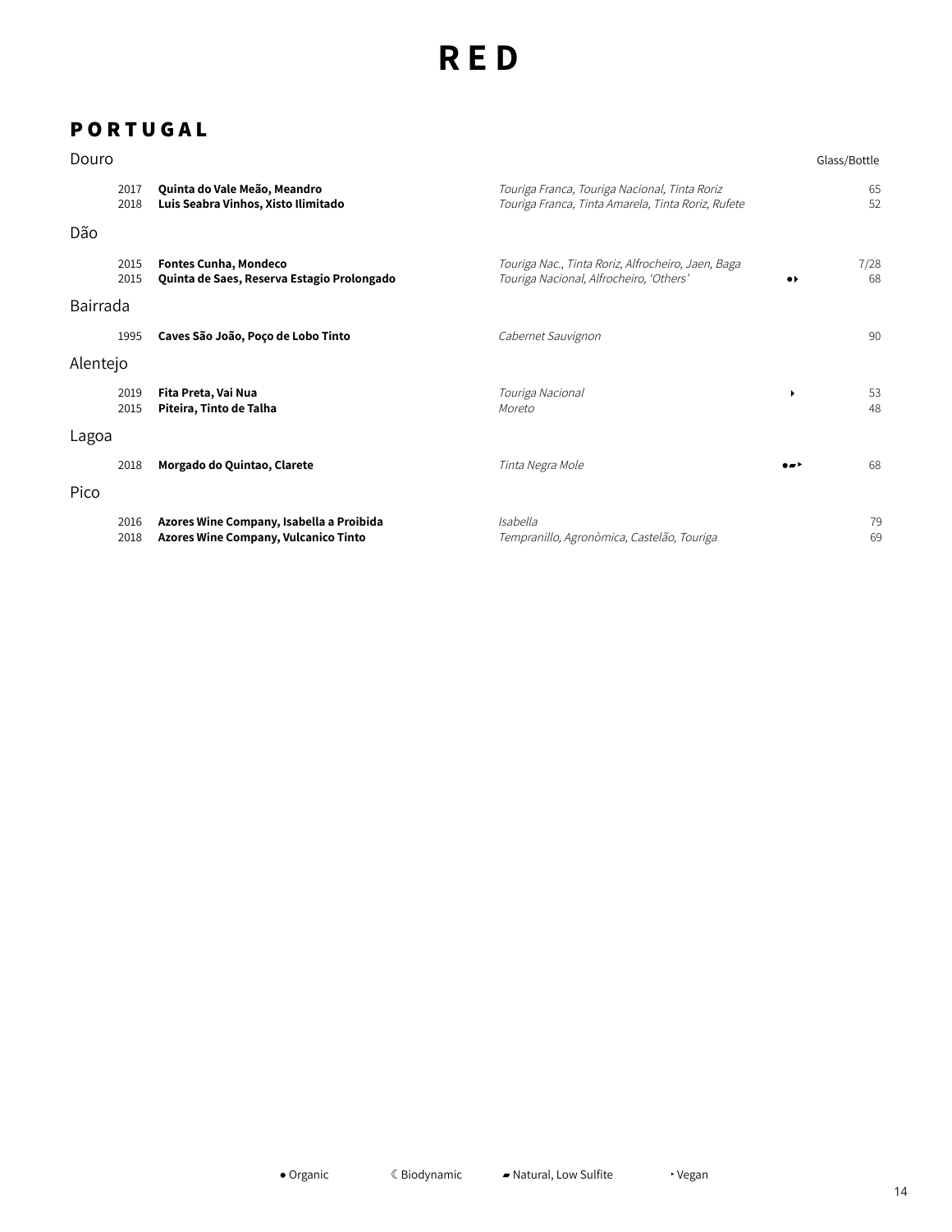# RED

## PORTUGAL

### Douro

| Vintage | Wine | Grapes | | Glass/Bottle |
|---|---|---|---|---|
| 2017 | **Quinta do Vale Meão, Meandro** | *Touriga Franca, Touriga Nacional, Tinta Roriz* | | 65 |
| 2018 | **Luis Seabra Vinhos, Xisto Ilimitado** | *Touriga Franca, Tinta Amarela, Tinta Roriz, Rufete* | | 52 |

### Dão

| Vintage | Wine | Grapes | | Glass/Bottle |
|---|---|---|---|---|
| 2015 | **Fontes Cunha, Mondeco** | *Touriga Nac., Tinta Roriz, Alfrocheiro, Jaen, Baga* | | 7/28 |
| 2015 | **Quinta de Saes, Reserva Estagio Prolongado** | *Touriga Nacional, Alfrocheiro, 'Others'* | ●‣ | 68 |

### Bairrada

| Vintage | Wine | Grapes | | Glass/Bottle |
|---|---|---|---|---|
| 1995 | **Caves São João, Poço de Lobo Tinto** | *Cabernet Sauvignon* | | 90 |

### Alentejo

| Vintage | Wine | Grapes | | Glass/Bottle |
|---|---|---|---|---|
| 2019 | **Fita Preta, Vai Nua** | *Touriga Nacional* | ‣ | 53 |
| 2015 | **Piteira, Tinto de Talha** | *Moreto* | | 48 |

### Lagoa

| Vintage | Wine | Grapes | | Glass/Bottle |
|---|---|---|---|---|
| 2018 | **Morgado do Quintao, Clarete** | *Tinta Negra Mole* | ●▰‣ | 68 |

### Pico

| Vintage | Wine | Grapes | | Glass/Bottle |
|---|---|---|---|---|
| 2016 | **Azores Wine Company, Isabella a Proibida** | *Isabella* | | 79 |
| 2018 | **Azores Wine Company, Vulcanico Tinto** | *Tempranillo, Agronòmica, Castelão, Touriga* | | 69 |

● Organic ☾ Biodynamic ▰ Natural, Low Sulfite ‣ Vegan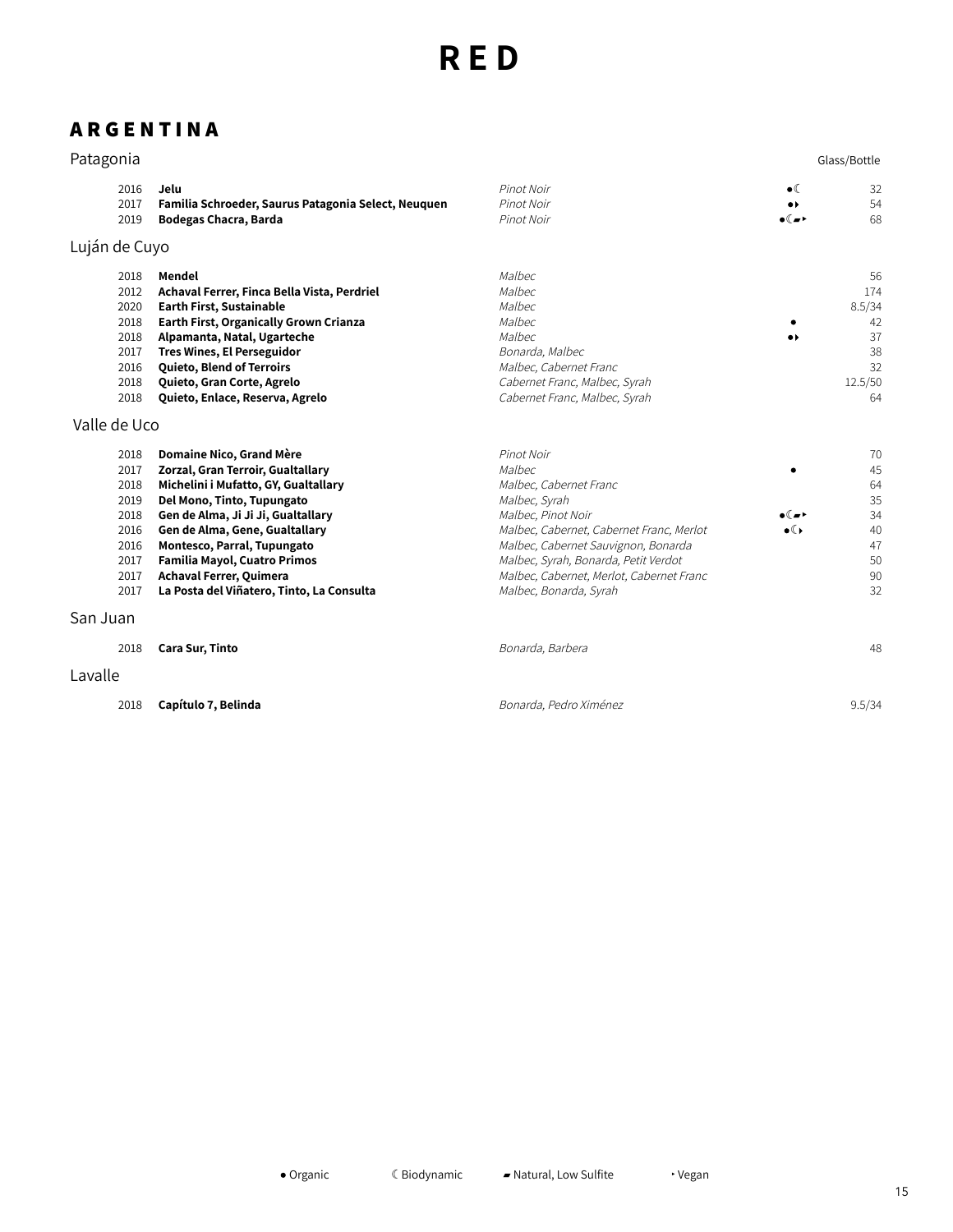# RED

## ARGENTINA

### Patagonia

| Vintage | Wine | Grapes | | Glass/Bottle |
|---|---|---|---|---|
| 2016 | **Jelu** | *Pinot Noir* | ●☾ | 32 |
| 2017 | **Familia Schroeder, Saurus Patagonia Select, Neuquen** | *Pinot Noir* | ●‣ | 54 |
| 2019 | **Bodegas Chacra, Barda** | *Pinot Noir* | ●☾▰‣ | 68 |

### Luján de Cuyo

| Vintage | Wine | Grapes | | Glass/Bottle |
|---|---|---|---|---|
| 2018 | **Mendel** | *Malbec* | | 56 |
| 2012 | **Achaval Ferrer, Finca Bella Vista, Perdriel** | *Malbec* | | 174 |
| 2020 | **Earth First, Sustainable** | *Malbec* | | 8.5/34 |
| 2018 | **Earth First, Organically Grown Crianza** | *Malbec* | ● | 42 |
| 2018 | **Alpamanta, Natal, Ugarteche** | *Malbec* | ●‣ | 37 |
| 2017 | **Tres Wines, El Perseguidor** | *Bonarda, Malbec* | | 38 |
| 2016 | **Quieto, Blend of Terroirs** | *Malbec, Cabernet Franc* | | 32 |
| 2018 | **Quieto, Gran Corte, Agrelo** | *Cabernet Franc, Malbec, Syrah* | | 12.5/50 |
| 2018 | **Quieto, Enlace, Reserva, Agrelo** | *Cabernet Franc, Malbec, Syrah* | | 64 |

### Valle de Uco

| Vintage | Wine | Grapes | | Glass/Bottle |
|---|---|---|---|---|
| 2018 | **Domaine Nico, Grand Mère** | *Pinot Noir* | | 70 |
| 2017 | **Zorzal, Gran Terroir, Gualtallary** | *Malbec* | ● | 45 |
| 2018 | **Michelini i Mufatto, GY, Gualtallary** | *Malbec, Cabernet Franc* | | 64 |
| 2019 | **Del Mono, Tinto, Tupungato** | *Malbec, Syrah* | | 35 |
| 2018 | **Gen de Alma, Ji Ji Ji, Gualtallary** | *Malbec, Pinot Noir* | ●☾▰‣ | 34 |
| 2016 | **Gen de Alma, Gene, Gualtallary** | *Malbec, Cabernet, Cabernet Franc, Merlot* | ●☾‣ | 40 |
| 2016 | **Montesco, Parral, Tupungato** | *Malbec, Cabernet Sauvignon, Bonarda* | | 47 |
| 2017 | **Familia Mayol, Cuatro Primos** | *Malbec, Syrah, Bonarda, Petit Verdot* | | 50 |
| 2017 | **Achaval Ferrer, Quimera** | *Malbec, Cabernet, Merlot, Cabernet Franc* | | 90 |
| 2017 | **La Posta del Viñatero, Tinto, La Consulta** | *Malbec, Bonarda, Syrah* | | 32 |

### San Juan

| Vintage | Wine | Grapes | | Glass/Bottle |
|---|---|---|---|---|
| 2018 | **Cara Sur, Tinto** | *Bonarda, Barbera* | | 48 |

### Lavalle

| Vintage | Wine | Grapes | | Glass/Bottle |
|---|---|---|---|---|
| 2018 | **Capítulo 7, Belinda** | *Bonarda, Pedro Ximénez* | | 9.5/34 |

● Organic ☾ Biodynamic ▰ Natural, Low Sulfite ‣ Vegan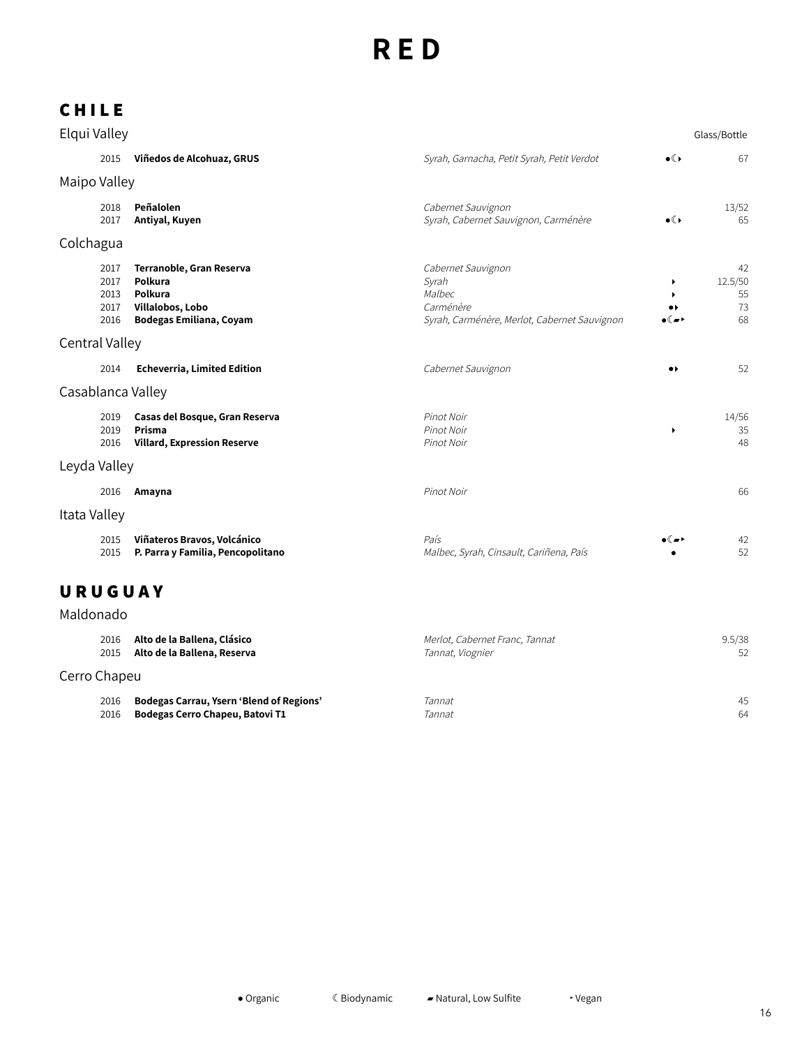# RED

## CHILE

### Elqui Valley

| Vintage | Wine | Grapes | | Glass/Bottle |
|---|---|---|---|---|
| 2015 | **Viñedos de Alcohuaz, GRUS** | *Syrah, Garnacha, Petit Syrah, Petit Verdot* | ●☾‣ | 67 |

### Maipo Valley

| Vintage | Wine | Grapes | | Glass/Bottle |
|---|---|---|---|---|
| 2018 | **Peñalolen** | *Cabernet Sauvignon* | | 13/52 |
| 2017 | **Antiyal, Kuyen** | *Syrah, Cabernet Sauvignon, Carménère* | ●☾‣ | 65 |

### Colchagua

| Vintage | Wine | Grapes | | Glass/Bottle |
|---|---|---|---|---|
| 2017 | **Terranoble, Gran Reserva** | *Cabernet Sauvignon* | | 42 |
| 2017 | **Polkura** | *Syrah* | ‣ | 12.5/50 |
| 2013 | **Polkura** | *Malbec* | ‣ | 55 |
| 2017 | **Villalobos, Lobo** | *Carménère* | ●‣ | 73 |
| 2016 | **Bodegas Emiliana, Coyam** | *Syrah, Carménère, Merlot, Cabernet Sauvignon* | ●☾▰‣ | 68 |

### Central Valley

| Vintage | Wine | Grapes | | Glass/Bottle |
|---|---|---|---|---|
| 2014 | **Echeverria, Limited Edition** | *Cabernet Sauvignon* | ●‣ | 52 |

### Casablanca Valley

| Vintage | Wine | Grapes | | Glass/Bottle |
|---|---|---|---|---|
| 2019 | **Casas del Bosque, Gran Reserva** | *Pinot Noir* | | 14/56 |
| 2019 | **Prisma** | *Pinot Noir* | ‣ | 35 |
| 2016 | **Villard, Expression Reserve** | *Pinot Noir* | | 48 |

### Leyda Valley

| Vintage | Wine | Grapes | | Glass/Bottle |
|---|---|---|---|---|
| 2016 | **Amayna** | *Pinot Noir* | | 66 |

### Itata Valley

| Vintage | Wine | Grapes | | Glass/Bottle |
|---|---|---|---|---|
| 2015 | **Viñateros Bravos, Volcánico** | *País* | ●☾▰‣ | 42 |
| 2015 | **P. Parra y Familia, Pencopolitano** | *Malbec, Syrah, Cinsault, Cariñena, País* | ● | 52 |

## URUGUAY

### Maldonado

| Vintage | Wine | Grapes | | Glass/Bottle |
|---|---|---|---|---|
| 2016 | **Alto de la Ballena, Clásico** | *Merlot, Cabernet Franc, Tannat* | | 9.5/38 |
| 2015 | **Alto de la Ballena, Reserva** | *Tannat, Viognier* | | 52 |

### Cerro Chapeu

| Vintage | Wine | Grapes | | Glass/Bottle |
|---|---|---|---|---|
| 2016 | **Bodegas Carrau, Ysern 'Blend of Regions'** | *Tannat* | | 45 |
| 2016 | **Bodegas Cerro Chapeu, Batovi T1** | *Tannat* | | 64 |

● Organic ☾ Biodynamic ▰ Natural, Low Sulfite ‣ Vegan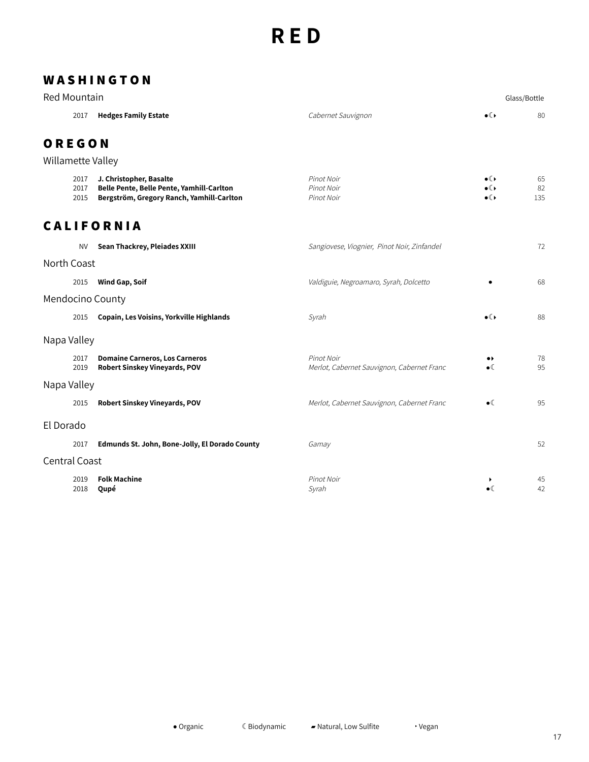# RED

## WASHINGTON

### Red Mountain

| | | | | Glass/Bottle |
|---|---|---|---|---|
| 2017 | **Hedges Family Estate** | *Cabernet Sauvignon* | ●☾‣ | 80 |

## OREGON

### Willamette Valley

| | | | | |
|---|---|---|---|---|
| 2017 | **J. Christopher, Basalte** | *Pinot Noir* | ●☾‣ | 65 |
| 2017 | **Belle Pente, Belle Pente, Yamhill-Carlton** | *Pinot Noir* | ●☾‣ | 82 |
| 2015 | **Bergström, Gregory Ranch, Yamhill-Carlton** | *Pinot Noir* | ●☾‣ | 135 |

## CALIFORNIA

| | | | | |
|---|---|---|---|---|
| NV | **Sean Thackrey, Pleiades XXIII** | *Sangiovese, Viognier, Pinot Noir, Zinfandel* | | 72 |

### North Coast

| | | | | |
|---|---|---|---|---|
| 2015 | **Wind Gap, Soif** | *Valdiguie, Negroamaro, Syrah, Dolcetto* | ● | 68 |

### Mendocino County

| | | | | |
|---|---|---|---|---|
| 2015 | **Copain, Les Voisins, Yorkville Highlands** | *Syrah* | ●☾‣ | 88 |

### Napa Valley

| | | | | |
|---|---|---|---|---|
| 2017 | **Domaine Carneros, Los Carneros** | *Pinot Noir* | ●‣ | 78 |
| 2019 | **Robert Sinskey Vineyards, POV** | *Merlot, Cabernet Sauvignon, Cabernet Franc* | ●☾ | 95 |

### Napa Valley

| | | | | |
|---|---|---|---|---|
| 2015 | **Robert Sinskey Vineyards, POV** | *Merlot, Cabernet Sauvignon, Cabernet Franc* | ●☾ | 95 |

### El Dorado

| | | | | |
|---|---|---|---|---|
| 2017 | **Edmunds St. John, Bone-Jolly, El Dorado County** | *Gamay* | | 52 |

### Central Coast

| | | | | |
|---|---|---|---|---|
| 2019 | **Folk Machine** | *Pinot Noir* | ‣ | 45 |
| 2018 | **Qupé** | *Syrah* | ●☾ | 42 |

● Organic ☾ Biodynamic ▰ Natural, Low Sulfite ‣ Vegan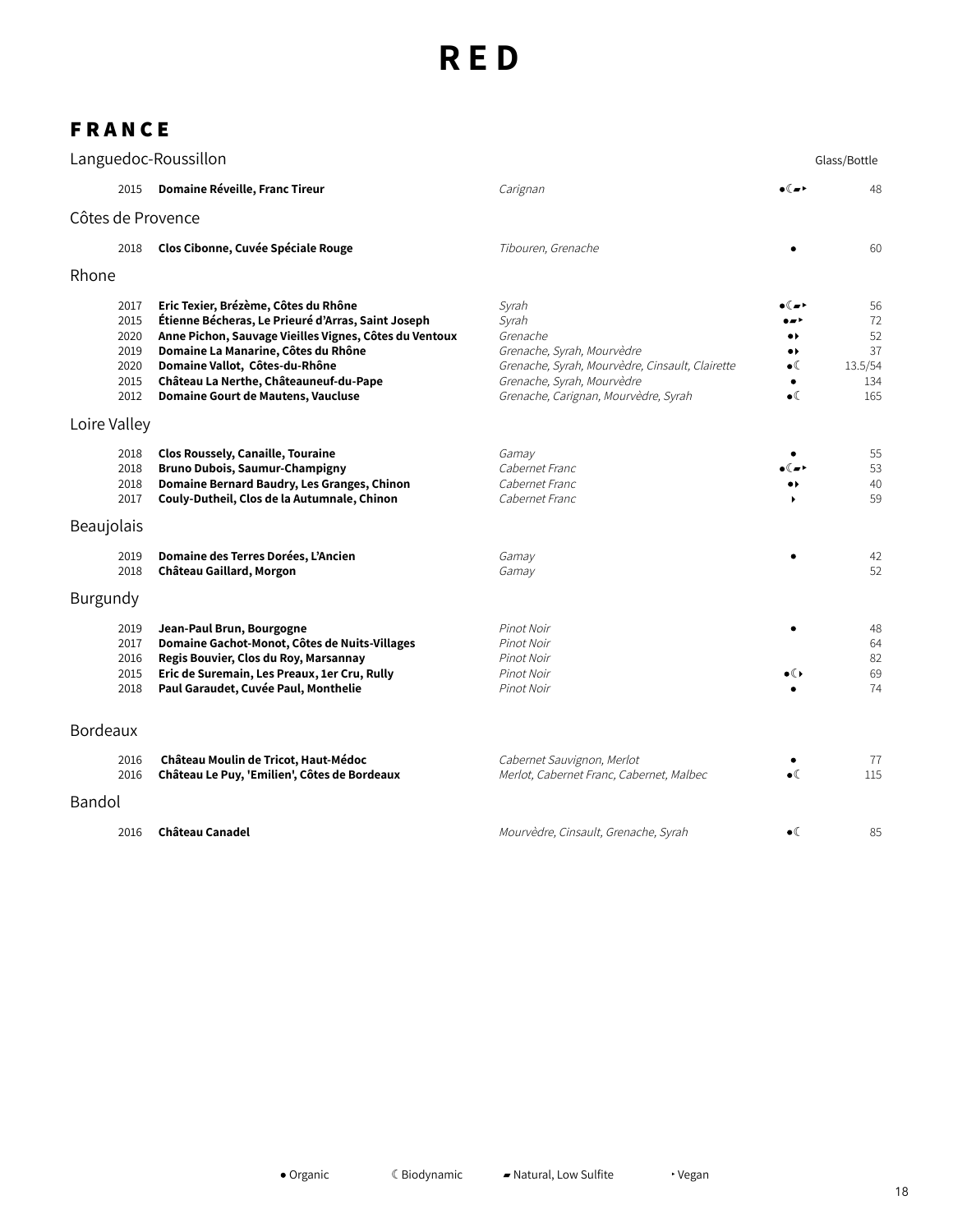# RED

## FRANCE

### Languedoc-Roussillon

| Vintage | Wine | Grapes | | Glass/Bottle |
|---|---|---|---|---|
| 2015 | **Domaine Réveille, Franc Tireur** | *Carignan* | ●☾▰‣ | 48 |

### Côtes de Provence

| Vintage | Wine | Grapes | | Glass/Bottle |
|---|---|---|---|---|
| 2018 | **Clos Cibonne, Cuvée Spéciale Rouge** | *Tibouren, Grenache* | ● | 60 |

### Rhone

| Vintage | Wine | Grapes | | Glass/Bottle |
|---|---|---|---|---|
| 2017 | **Eric Texier, Brézème, Côtes du Rhône** | *Syrah* | ●☾▰‣ | 56 |
| 2015 | **Étienne Bécheras, Le Prieuré d'Arras, Saint Joseph** | *Syrah* | ●▰‣ | 72 |
| 2020 | **Anne Pichon, Sauvage Vieilles Vignes, Côtes du Ventoux** | *Grenache* | ●‣ | 52 |
| 2019 | **Domaine La Manarine, Côtes du Rhône** | *Grenache, Syrah, Mourvèdre* | ●‣ | 37 |
| 2020 | **Domaine Vallot, Côtes-du-Rhône** | *Grenache, Syrah, Mourvèdre, Cinsault, Clairette* | ●☾ | 13.5/54 |
| 2015 | **Château La Nerthe, Châteauneuf-du-Pape** | *Grenache, Syrah, Mourvèdre* | ● | 134 |
| 2012 | **Domaine Gourt de Mautens, Vaucluse** | *Grenache, Carignan, Mourvèdre, Syrah* | ●☾ | 165 |

### Loire Valley

| Vintage | Wine | Grapes | | Glass/Bottle |
|---|---|---|---|---|
| 2018 | **Clos Roussely, Canaille, Touraine** | *Gamay* | ● | 55 |
| 2018 | **Bruno Dubois, Saumur-Champigny** | *Cabernet Franc* | ●☾▰‣ | 53 |
| 2018 | **Domaine Bernard Baudry, Les Granges, Chinon** | *Cabernet Franc* | ●‣ | 40 |
| 2017 | **Couly-Dutheil, Clos de la Autumnale, Chinon** | *Cabernet Franc* | ‣ | 59 |

### Beaujolais

| Vintage | Wine | Grapes | | Glass/Bottle |
|---|---|---|---|---|
| 2019 | **Domaine des Terres Dorées, L'Ancien** | *Gamay* | ● | 42 |
| 2018 | **Château Gaillard, Morgon** | *Gamay* | | 52 |

### Burgundy

| Vintage | Wine | Grapes | | Glass/Bottle |
|---|---|---|---|---|
| 2019 | **Jean-Paul Brun, Bourgogne** | *Pinot Noir* | ● | 48 |
| 2017 | **Domaine Gachot-Monot, Côtes de Nuits-Villages** | *Pinot Noir* | | 64 |
| 2016 | **Regis Bouvier, Clos du Roy, Marsannay** | *Pinot Noir* | | 82 |
| 2015 | **Eric de Suremain, Les Preaux, 1er Cru, Rully** | *Pinot Noir* | ●☾‣ | 69 |
| 2018 | **Paul Garaudet, Cuvée Paul, Monthelie** | *Pinot Noir* | ● | 74 |

### Bordeaux

| Vintage | Wine | Grapes | | Glass/Bottle |
|---|---|---|---|---|
| 2016 | **Château Moulin de Tricot, Haut-Médoc** | *Cabernet Sauvignon, Merlot* | ● | 77 |
| 2016 | **Château Le Puy, 'Emilien', Côtes de Bordeaux** | *Merlot, Cabernet Franc, Cabernet, Malbec* | ●☾ | 115 |

### Bandol

| Vintage | Wine | Grapes | | Glass/Bottle |
|---|---|---|---|---|
| 2016 | **Château Canadel** | *Mourvèdre, Cinsault, Grenache, Syrah* | ●☾ | 85 |

● Organic ☾ Biodynamic ▰ Natural, Low Sulfite ‣ Vegan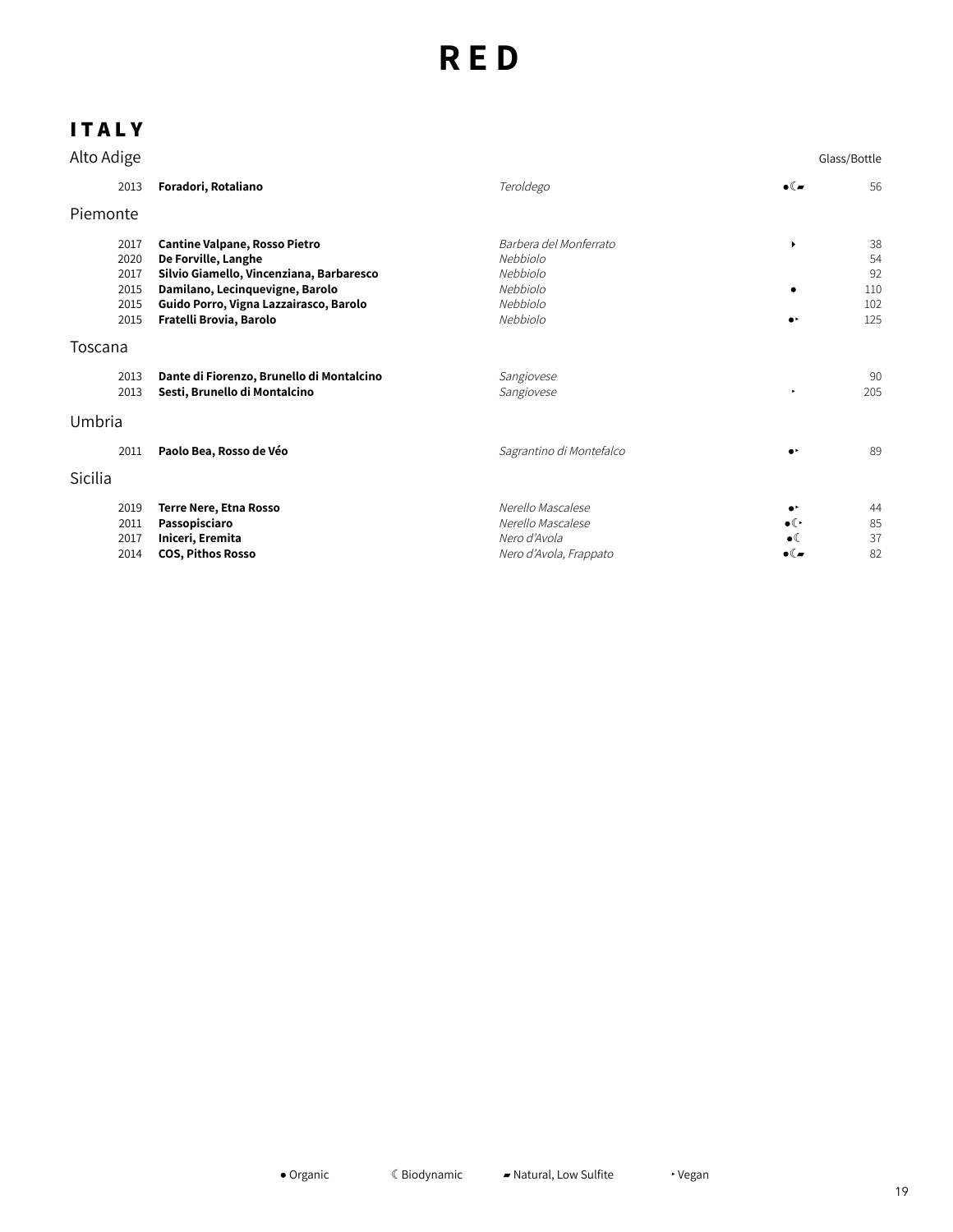# RED

## ITALY

### Alto Adige

| Vintage | Wine | Grape | | Glass/Bottle |
|---|---|---|---|---|
| 2013 | **Foradori, Rotaliano** | *Teroldego* | ●☾▰ | 56 |

### Piemonte

| Vintage | Wine | Grape | | Glass/Bottle |
|---|---|---|---|---|
| 2017 | **Cantine Valpane, Rosso Pietro** | *Barbera del Monferrato* | ‣ | 38 |
| 2020 | **De Forville, Langhe** | *Nebbiolo* | | 54 |
| 2017 | **Silvio Giamello, Vincenziana, Barbaresco** | *Nebbiolo* | | 92 |
| 2015 | **Damilano, Lecinquevigne, Barolo** | *Nebbiolo* | ● | 110 |
| 2015 | **Guido Porro, Vigna Lazzairasco, Barolo** | *Nebbiolo* | | 102 |
| 2015 | **Fratelli Brovia, Barolo** | *Nebbiolo* | ●‣ | 125 |

### Toscana

| Vintage | Wine | Grape | | Glass/Bottle |
|---|---|---|---|---|
| 2013 | **Dante di Fiorenzo, Brunello di Montalcino** | *Sangiovese* | | 90 |
| 2013 | **Sesti, Brunello di Montalcino** | *Sangiovese* | ‣ | 205 |

### Umbria

| Vintage | Wine | Grape | | Glass/Bottle |
|---|---|---|---|---|
| 2011 | **Paolo Bea, Rosso de Véo** | *Sagrantino di Montefalco* | ●‣ | 89 |

### Sicilia

| Vintage | Wine | Grape | | Glass/Bottle |
|---|---|---|---|---|
| 2019 | **Terre Nere, Etna Rosso** | *Nerello Mascalese* | ●‣ | 44 |
| 2011 | **Passopisciaro** | *Nerello Mascalese* | ●☾‣ | 85 |
| 2017 | **Iniceri, Eremita** | *Nero d'Avola* | ●☾ | 37 |
| 2014 | **COS, Pithos Rosso** | *Nero d'Avola, Frappato* | ●☾▰ | 82 |

● Organic ☾ Biodynamic ▰ Natural, Low Sulfite ‣ Vegan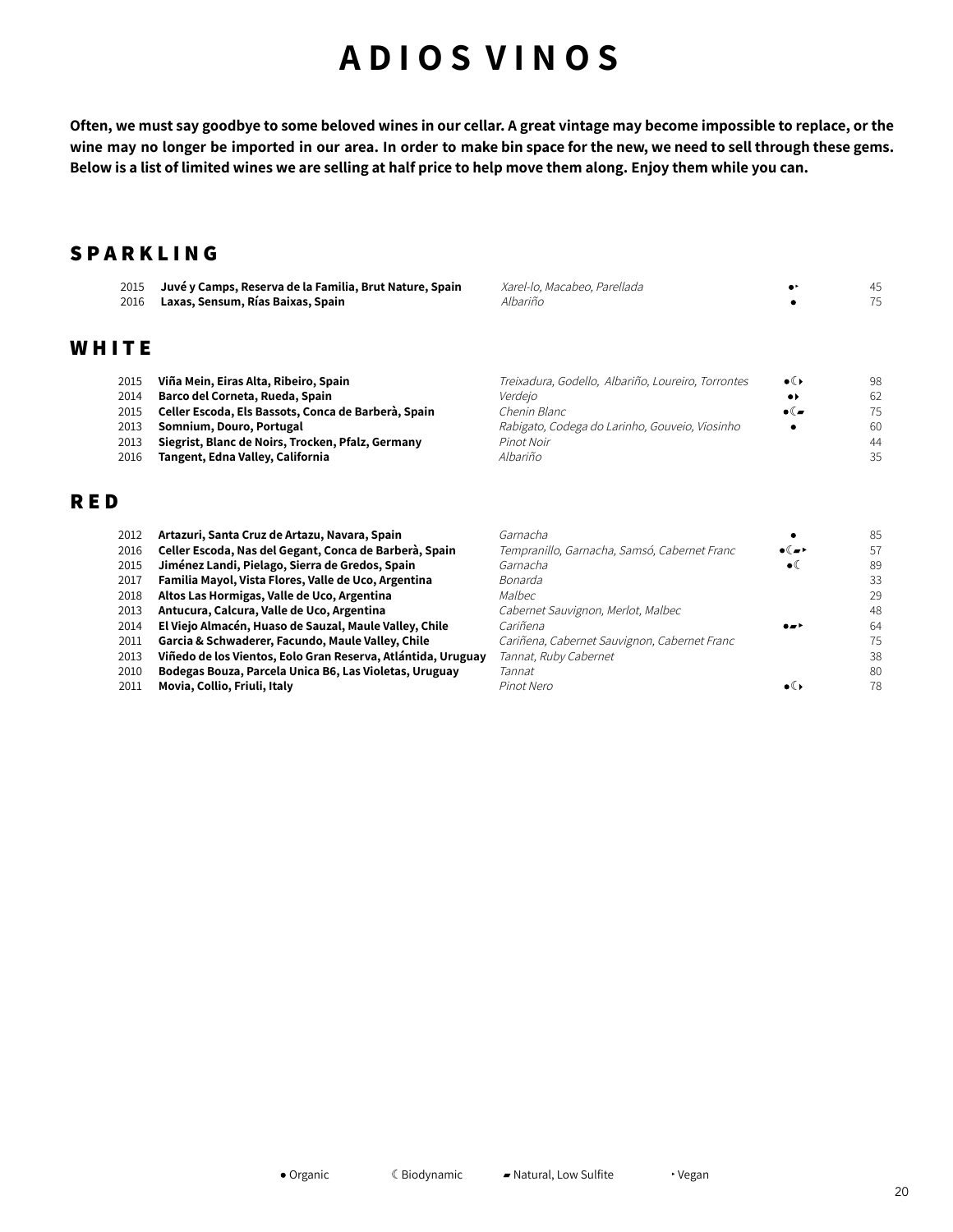# ADIOS VINOS

**Often, we must say goodbye to some beloved wines in our cellar. A great vintage may become impossible to replace, or the wine may no longer be imported in our area. In order to make bin space for the new, we need to sell through these gems. Below is a list of limited wines we are selling at half price to help move them along. Enjoy them while you can.**

## SPARKLING

| | | | | |
|---|---|---|---|---|
| 2015 | **Juvé y Camps, Reserva de la Familia, Brut Nature, Spain** | *Xarel-lo, Macabeo, Parellada* | ●‣ | 45 |
| 2016 | **Laxas, Sensum, Rías Baixas, Spain** | *Albariño* | ● | 75 |

## WHITE

| | | | | |
|---|---|---|---|---|
| 2015 | **Viña Mein, Eiras Alta, Ribeiro, Spain** | *Treixadura, Godello, Albariño, Loureiro, Torrontes* | ●☾‣ | 98 |
| 2014 | **Barco del Corneta, Rueda, Spain** | *Verdejo* | ●‣ | 62 |
| 2015 | **Celler Escoda, Els Bassots, Conca de Barberà, Spain** | *Chenin Blanc* | ●☾▰ | 75 |
| 2013 | **Somnium, Douro, Portugal** | *Rabigato, Codega do Larinho, Gouveio, Viosinho* | ● | 60 |
| 2013 | **Siegrist, Blanc de Noirs, Trocken, Pfalz, Germany** | *Pinot Noir* | | 44 |
| 2016 | **Tangent, Edna Valley, California** | *Albariño* | | 35 |

## RED

| | | | | |
|---|---|---|---|---|
| 2012 | **Artazuri, Santa Cruz de Artazu, Navara, Spain** | *Garnacha* | ● | 85 |
| 2016 | **Celler Escoda, Nas del Gegant, Conca de Barberà, Spain** | *Tempranillo, Garnacha, Samsó, Cabernet Franc* | ●☾▰‣ | 57 |
| 2015 | **Jiménez Landi, Pielago, Sierra de Gredos, Spain** | *Garnacha* | ●☾ | 89 |
| 2017 | **Familia Mayol, Vista Flores, Valle de Uco, Argentina** | *Bonarda* | | 33 |
| 2018 | **Altos Las Hormigas, Valle de Uco, Argentina** | *Malbec* | | 29 |
| 2013 | **Antucura, Calcura, Valle de Uco, Argentina** | *Cabernet Sauvignon, Merlot, Malbec* | | 48 |
| 2014 | **El Viejo Almacén, Huaso de Sauzal, Maule Valley, Chile** | *Cariñena* | ●▰‣ | 64 |
| 2011 | **Garcia & Schwaderer, Facundo, Maule Valley, Chile** | *Cariñena, Cabernet Sauvignon, Cabernet Franc* | | 75 |
| 2013 | **Viñedo de los Vientos, Eolo Gran Reserva, Atlántida, Uruguay** | *Tannat, Ruby Cabernet* | | 38 |
| 2010 | **Bodegas Bouza, Parcela Unica B6, Las Violetas, Uruguay** | *Tannat* | | 80 |
| 2011 | **Movia, Collio, Friuli, Italy** | *Pinot Nero* | ●☾‣ | 78 |

● Organic ☾ Biodynamic ▰ Natural, Low Sulfite ‣ Vegan